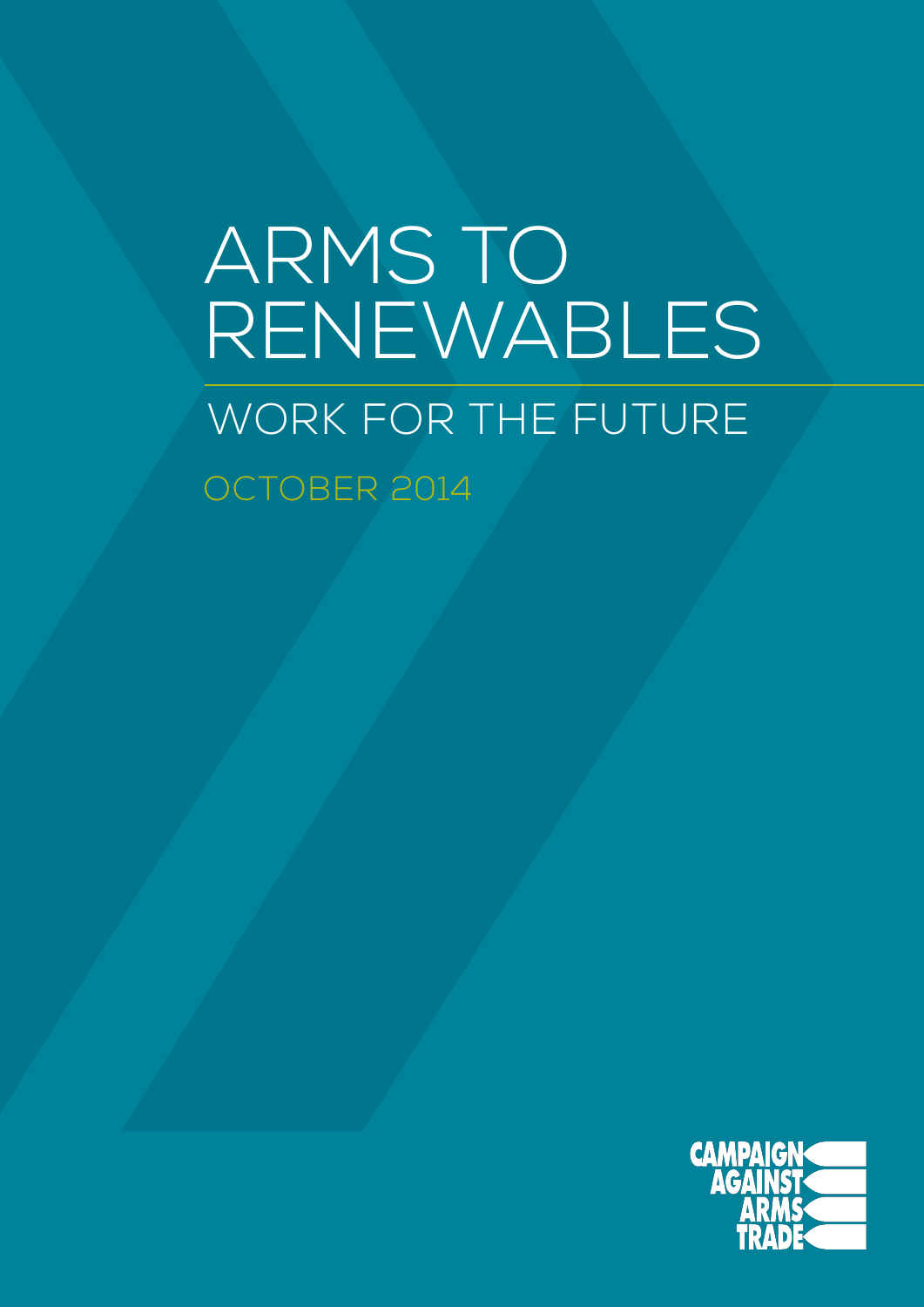# ARMS TO RENEWABLES

## WORK FOR THE FUTURE

OCTOBER 2014

CAMPAIGN AGAINST ARMS TRADE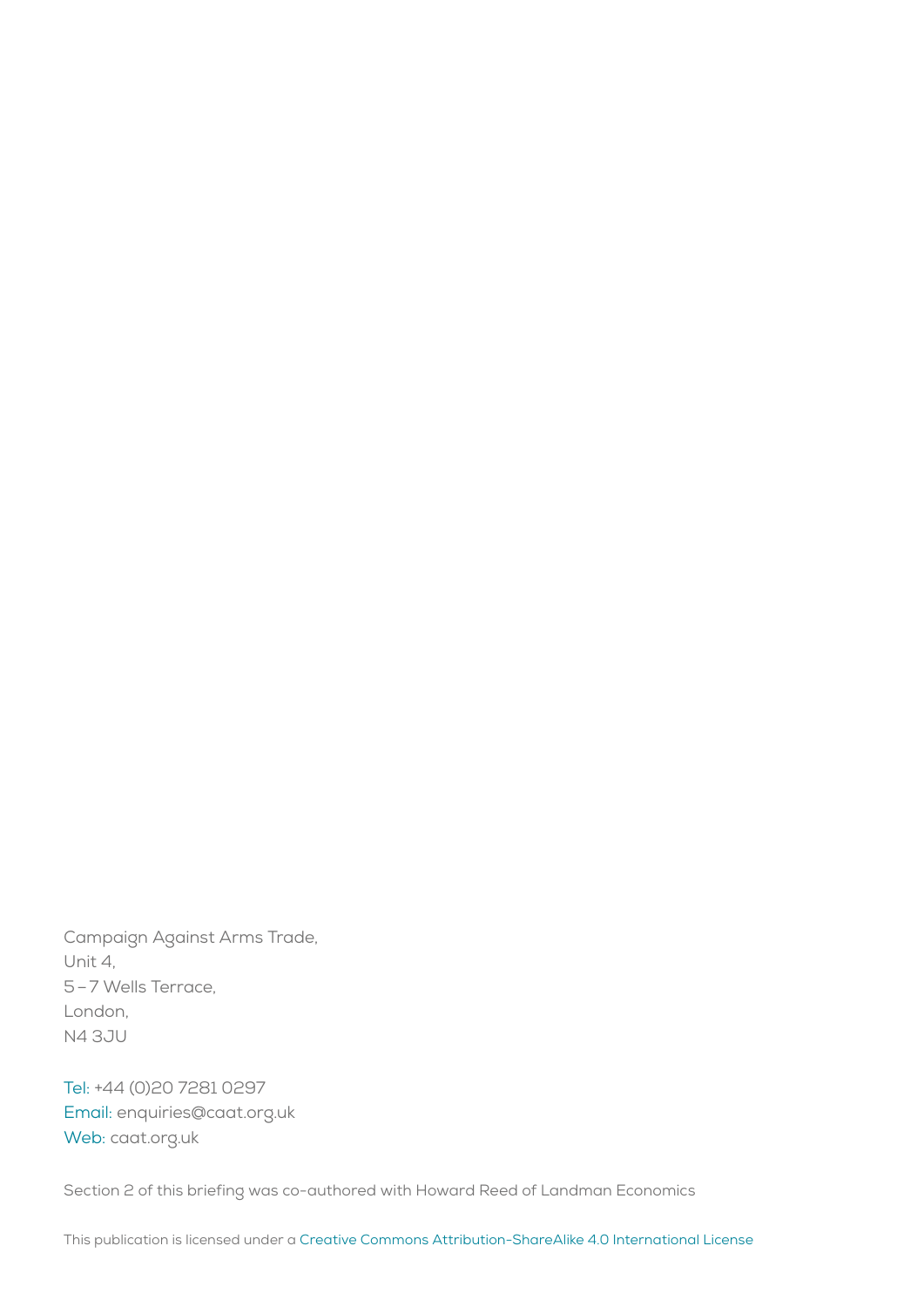Campaign Against Arms Trade,
Unit 4,
5 – 7 Wells Terrace,
London,
N4 3JU

Tel: +44 (0)20 7281 0297
Email: enquiries@caat.org.uk
Web: caat.org.uk

Section 2 of this briefing was co-authored with Howard Reed of Landman Economics

This publication is licensed under a Creative Commons Attribution-ShareAlike 4.0 International License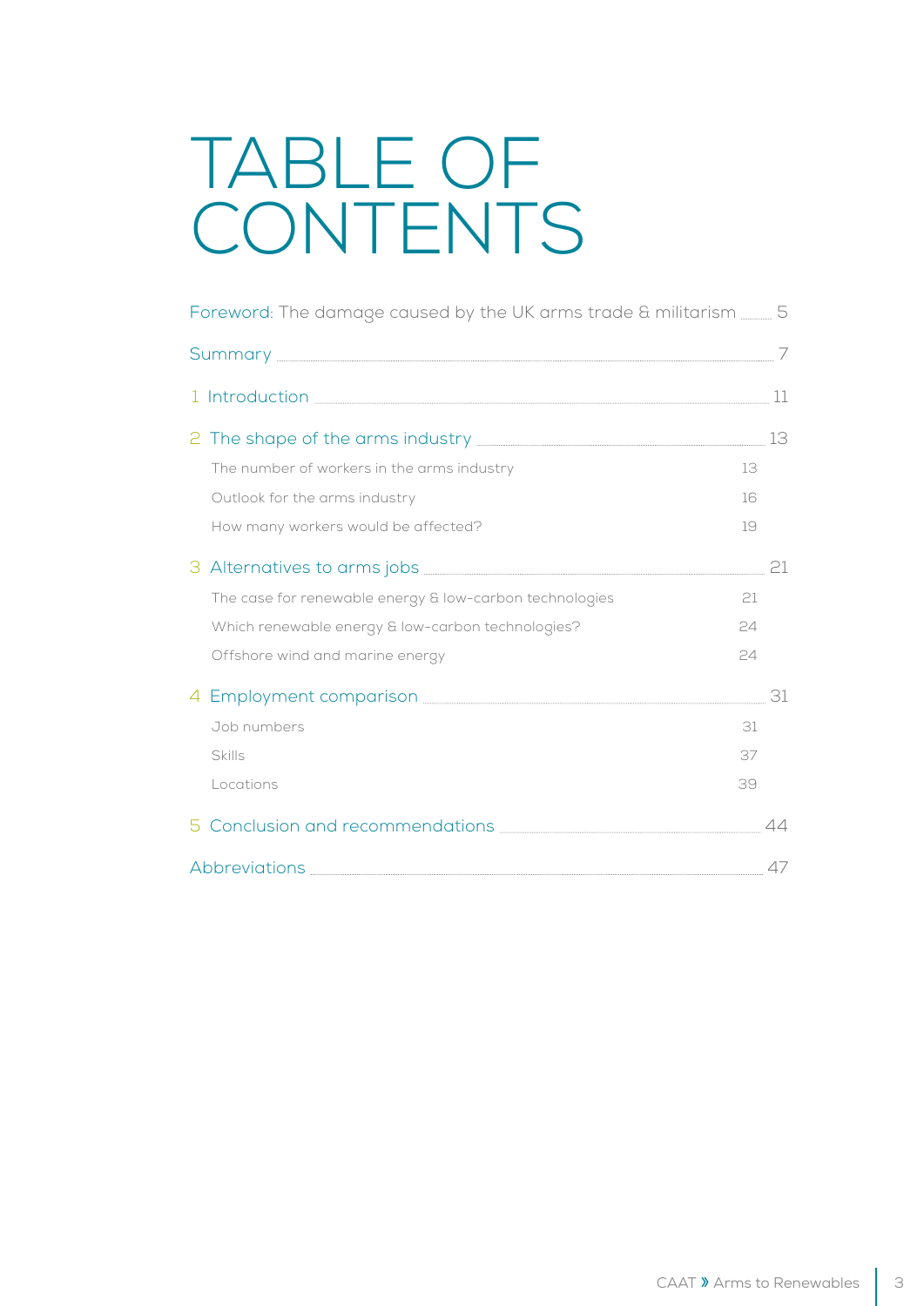# TABLE OF CONTENTS

Foreword: The damage caused by the UK arms trade & militarism ..... 5

Summary ..... 7

1 Introduction ..... 11

2 The shape of the arms industry ..... 13

- The number of workers in the arms industry 13
- Outlook for the arms industry 16
- How many workers would be affected? 19

3 Alternatives to arms jobs ..... 21

- The case for renewable energy & low-carbon technologies 21
- Which renewable energy & low-carbon technologies? 24
- Offshore wind and marine energy 24

4 Employment comparison ..... 31

- Job numbers 31
- Skills 37
- Locations 39

5 Conclusion and recommendations ..... 44

Abbreviations ..... 47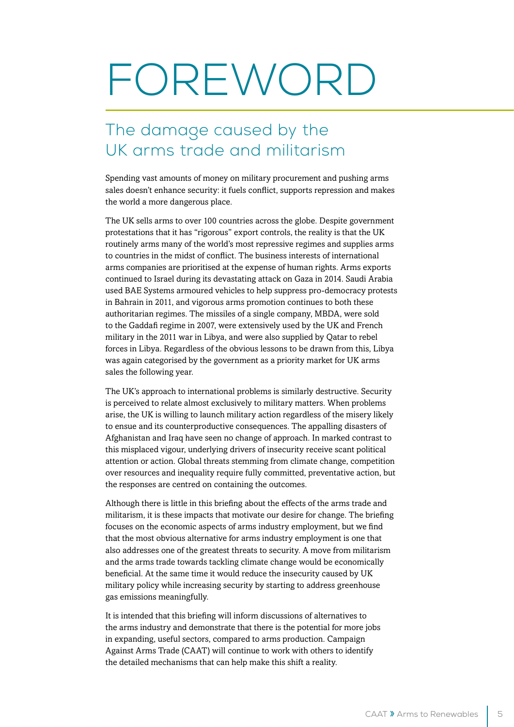# FOREWORD

## The damage caused by the UK arms trade and militarism

Spending vast amounts of money on military procurement and pushing arms sales doesn't enhance security: it fuels conflict, supports repression and makes the world a more dangerous place.

The UK sells arms to over 100 countries across the globe. Despite government protestations that it has "rigorous" export controls, the reality is that the UK routinely arms many of the world's most repressive regimes and supplies arms to countries in the midst of conflict. The business interests of international arms companies are prioritised at the expense of human rights. Arms exports continued to Israel during its devastating attack on Gaza in 2014. Saudi Arabia used BAE Systems armoured vehicles to help suppress pro-democracy protests in Bahrain in 2011, and vigorous arms promotion continues to both these authoritarian regimes. The missiles of a single company, MBDA, were sold to the Gaddafi regime in 2007, were extensively used by the UK and French military in the 2011 war in Libya, and were also supplied by Qatar to rebel forces in Libya. Regardless of the obvious lessons to be drawn from this, Libya was again categorised by the government as a priority market for UK arms sales the following year.

The UK's approach to international problems is similarly destructive. Security is perceived to relate almost exclusively to military matters. When problems arise, the UK is willing to launch military action regardless of the misery likely to ensue and its counterproductive consequences. The appalling disasters of Afghanistan and Iraq have seen no change of approach. In marked contrast to this misplaced vigour, underlying drivers of insecurity receive scant political attention or action. Global threats stemming from climate change, competition over resources and inequality require fully committed, preventative action, but the responses are centred on containing the outcomes.

Although there is little in this briefing about the effects of the arms trade and militarism, it is these impacts that motivate our desire for change. The briefing focuses on the economic aspects of arms industry employment, but we find that the most obvious alternative for arms industry employment is one that also addresses one of the greatest threats to security. A move from militarism and the arms trade towards tackling climate change would be economically beneficial. At the same time it would reduce the insecurity caused by UK military policy while increasing security by starting to address greenhouse gas emissions meaningfully.

It is intended that this briefing will inform discussions of alternatives to the arms industry and demonstrate that there is the potential for more jobs in expanding, useful sectors, compared to arms production. Campaign Against Arms Trade (CAAT) will continue to work with others to identify the detailed mechanisms that can help make this shift a reality.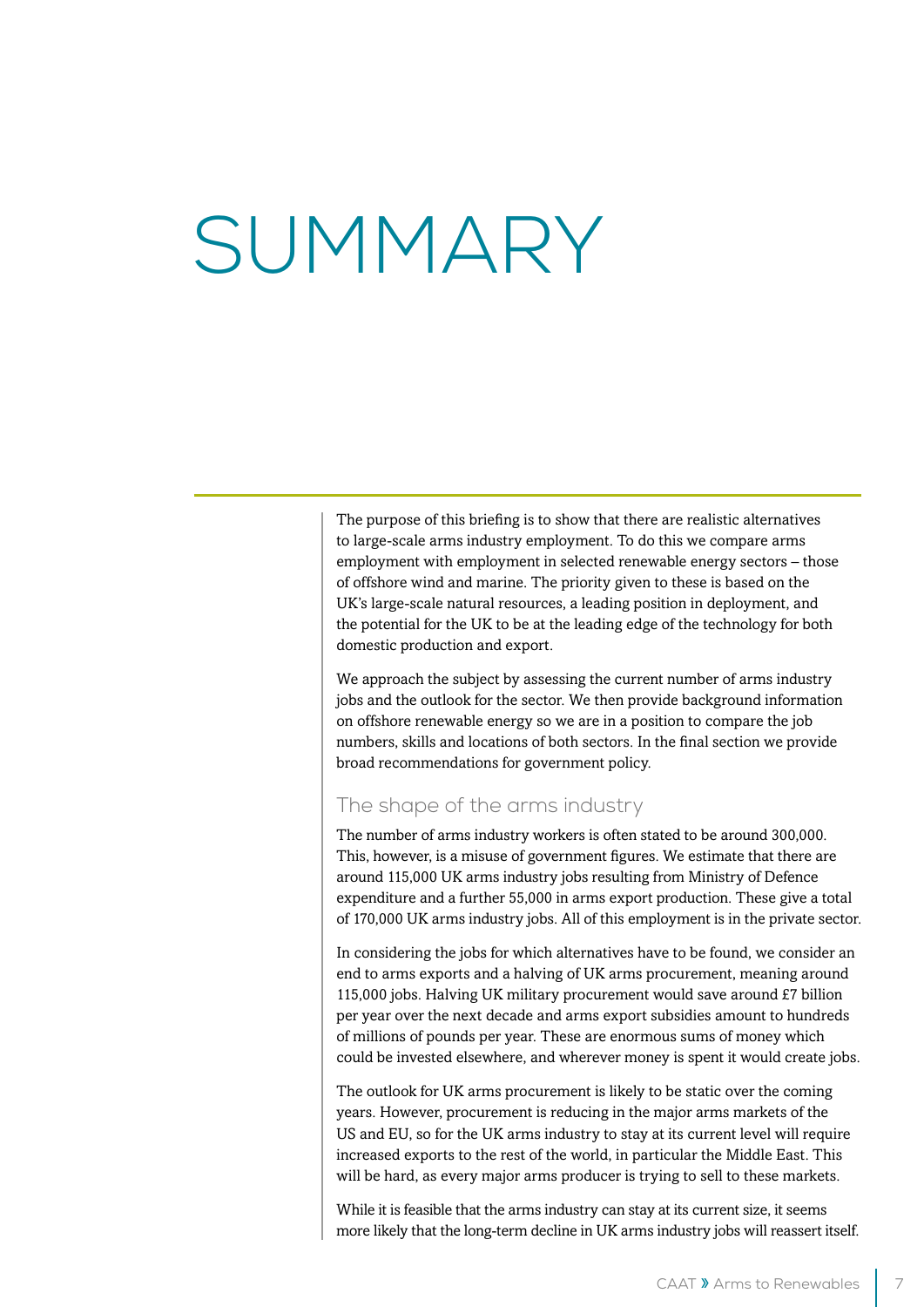# SUMMARY

The purpose of this briefing is to show that there are realistic alternatives to large-scale arms industry employment. To do this we compare arms employment with employment in selected renewable energy sectors – those of offshore wind and marine. The priority given to these is based on the UK's large-scale natural resources, a leading position in deployment, and the potential for the UK to be at the leading edge of the technology for both domestic production and export.

We approach the subject by assessing the current number of arms industry jobs and the outlook for the sector. We then provide background information on offshore renewable energy so we are in a position to compare the job numbers, skills and locations of both sectors. In the final section we provide broad recommendations for government policy.

## The shape of the arms industry

The number of arms industry workers is often stated to be around 300,000. This, however, is a misuse of government figures. We estimate that there are around 115,000 UK arms industry jobs resulting from Ministry of Defence expenditure and a further 55,000 in arms export production. These give a total of 170,000 UK arms industry jobs. All of this employment is in the private sector.

In considering the jobs for which alternatives have to be found, we consider an end to arms exports and a halving of UK arms procurement, meaning around 115,000 jobs. Halving UK military procurement would save around £7 billion per year over the next decade and arms export subsidies amount to hundreds of millions of pounds per year. These are enormous sums of money which could be invested elsewhere, and wherever money is spent it would create jobs.

The outlook for UK arms procurement is likely to be static over the coming years. However, procurement is reducing in the major arms markets of the US and EU, so for the UK arms industry to stay at its current level will require increased exports to the rest of the world, in particular the Middle East. This will be hard, as every major arms producer is trying to sell to these markets.

While it is feasible that the arms industry can stay at its current size, it seems more likely that the long-term decline in UK arms industry jobs will reassert itself.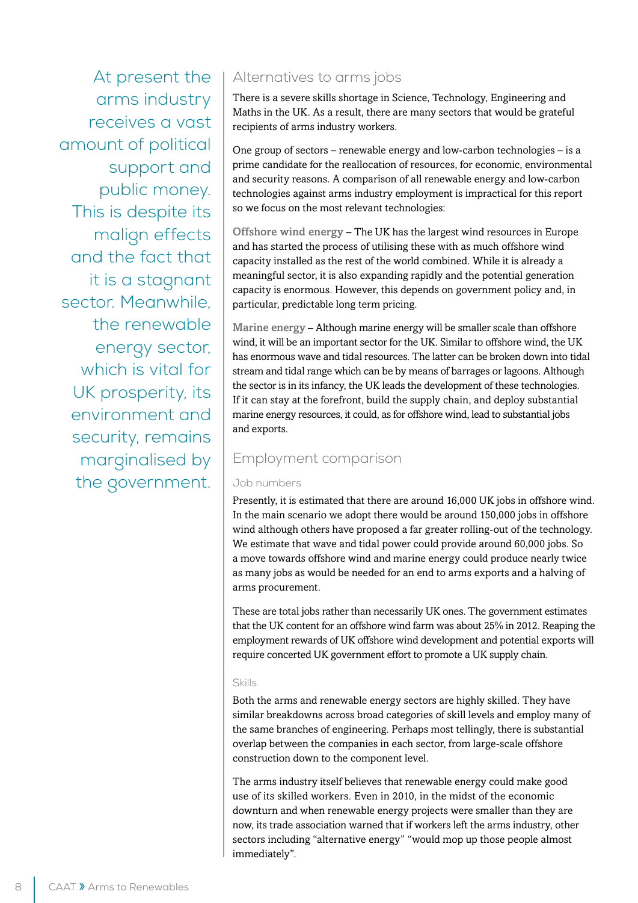At present the arms industry receives a vast amount of political support and public money. This is despite its malign effects and the fact that it is a stagnant sector. Meanwhile, the renewable energy sector, which is vital for UK prosperity, its environment and security, remains marginalised by the government.

## Alternatives to arms jobs

There is a severe skills shortage in Science, Technology, Engineering and Maths in the UK. As a result, there are many sectors that would be grateful recipients of arms industry workers.

One group of sectors – renewable energy and low-carbon technologies – is a prime candidate for the reallocation of resources, for economic, environmental and security reasons. A comparison of all renewable energy and low-carbon technologies against arms industry employment is impractical for this report so we focus on the most relevant technologies:

**Offshore wind energy** – The UK has the largest wind resources in Europe and has started the process of utilising these with as much offshore wind capacity installed as the rest of the world combined. While it is already a meaningful sector, it is also expanding rapidly and the potential generation capacity is enormous. However, this depends on government policy and, in particular, predictable long term pricing.

**Marine energy** – Although marine energy will be smaller scale than offshore wind, it will be an important sector for the UK. Similar to offshore wind, the UK has enormous wave and tidal resources. The latter can be broken down into tidal stream and tidal range which can be by means of barrages or lagoons. Although the sector is in its infancy, the UK leads the development of these technologies. If it can stay at the forefront, build the supply chain, and deploy substantial marine energy resources, it could, as for offshore wind, lead to substantial jobs and exports.

## Employment comparison

### Job numbers

Presently, it is estimated that there are around 16,000 UK jobs in offshore wind. In the main scenario we adopt there would be around 150,000 jobs in offshore wind although others have proposed a far greater rolling-out of the technology. We estimate that wave and tidal power could provide around 60,000 jobs. So a move towards offshore wind and marine energy could produce nearly twice as many jobs as would be needed for an end to arms exports and a halving of arms procurement.

These are total jobs rather than necessarily UK ones. The government estimates that the UK content for an offshore wind farm was about 25% in 2012. Reaping the employment rewards of UK offshore wind development and potential exports will require concerted UK government effort to promote a UK supply chain.

### Skills

Both the arms and renewable energy sectors are highly skilled. They have similar breakdowns across broad categories of skill levels and employ many of the same branches of engineering. Perhaps most tellingly, there is substantial overlap between the companies in each sector, from large-scale offshore construction down to the component level.

The arms industry itself believes that renewable energy could make good use of its skilled workers. Even in 2010, in the midst of the economic downturn and when renewable energy projects were smaller than they are now, its trade association warned that if workers left the arms industry, other sectors including "alternative energy" "would mop up those people almost immediately".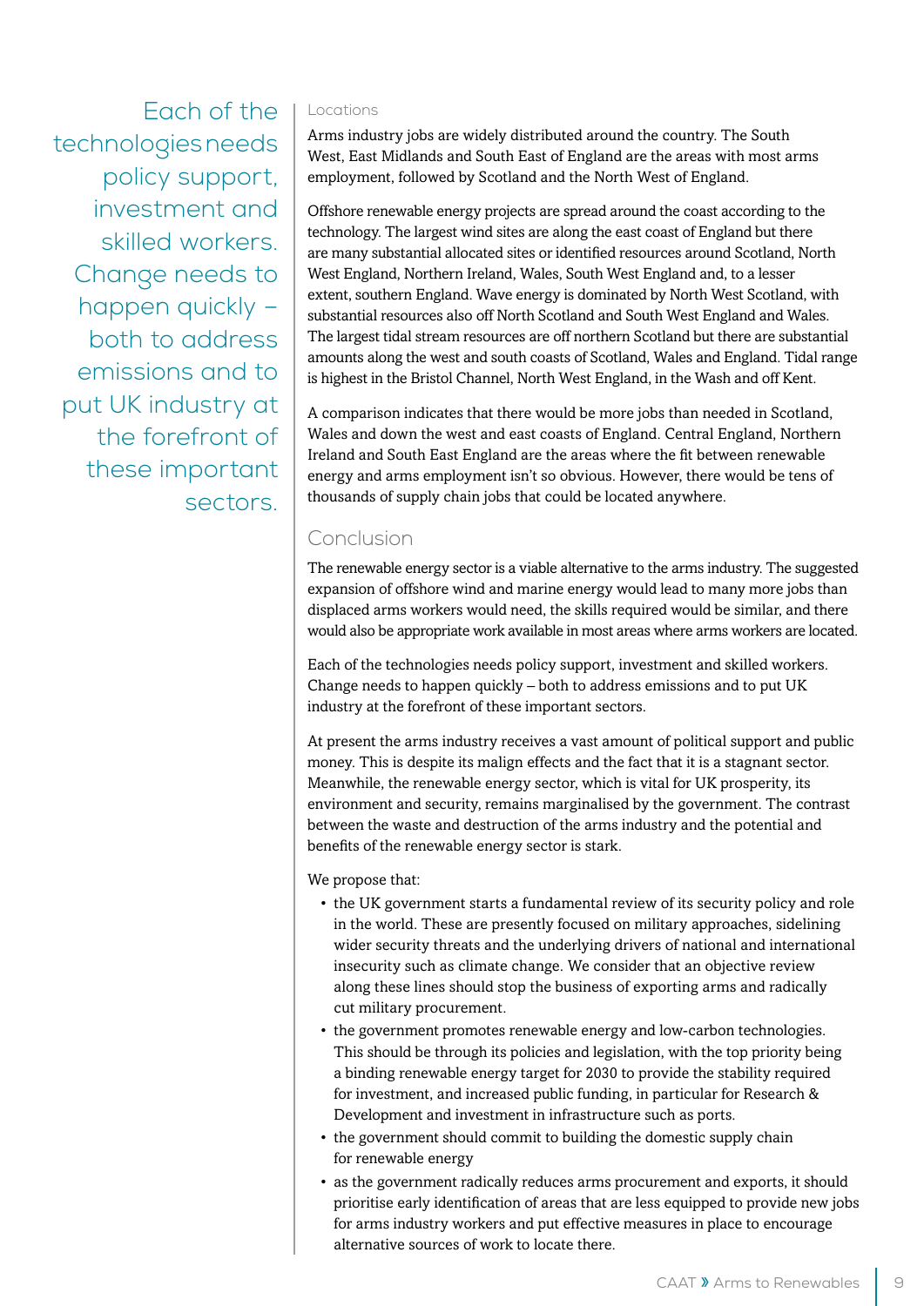> Each of the technologies needs policy support, investment and skilled workers. Change needs to happen quickly – both to address emissions and to put UK industry at the forefront of these important sectors.

### Locations

Arms industry jobs are widely distributed around the country. The South West, East Midlands and South East of England are the areas with most arms employment, followed by Scotland and the North West of England.

Offshore renewable energy projects are spread around the coast according to the technology. The largest wind sites are along the east coast of England but there are many substantial allocated sites or identified resources around Scotland, North West England, Northern Ireland, Wales, South West England and, to a lesser extent, southern England. Wave energy is dominated by North West Scotland, with substantial resources also off North Scotland and South West England and Wales. The largest tidal stream resources are off northern Scotland but there are substantial amounts along the west and south coasts of Scotland, Wales and England. Tidal range is highest in the Bristol Channel, North West England, in the Wash and off Kent.

A comparison indicates that there would be more jobs than needed in Scotland, Wales and down the west and east coasts of England. Central England, Northern Ireland and South East England are the areas where the fit between renewable energy and arms employment isn't so obvious. However, there would be tens of thousands of supply chain jobs that could be located anywhere.

## Conclusion

The renewable energy sector is a viable alternative to the arms industry. The suggested expansion of offshore wind and marine energy would lead to many more jobs than displaced arms workers would need, the skills required would be similar, and there would also be appropriate work available in most areas where arms workers are located.

Each of the technologies needs policy support, investment and skilled workers. Change needs to happen quickly – both to address emissions and to put UK industry at the forefront of these important sectors.

At present the arms industry receives a vast amount of political support and public money. This is despite its malign effects and the fact that it is a stagnant sector. Meanwhile, the renewable energy sector, which is vital for UK prosperity, its environment and security, remains marginalised by the government. The contrast between the waste and destruction of the arms industry and the potential and benefits of the renewable energy sector is stark.

We propose that:

- the UK government starts a fundamental review of its security policy and role in the world. These are presently focused on military approaches, sidelining wider security threats and the underlying drivers of national and international insecurity such as climate change. We consider that an objective review along these lines should stop the business of exporting arms and radically cut military procurement.
- the government promotes renewable energy and low-carbon technologies. This should be through its policies and legislation, with the top priority being a binding renewable energy target for 2030 to provide the stability required for investment, and increased public funding, in particular for Research & Development and investment in infrastructure such as ports.
- the government should commit to building the domestic supply chain for renewable energy
- as the government radically reduces arms procurement and exports, it should prioritise early identification of areas that are less equipped to provide new jobs for arms industry workers and put effective measures in place to encourage alternative sources of work to locate there.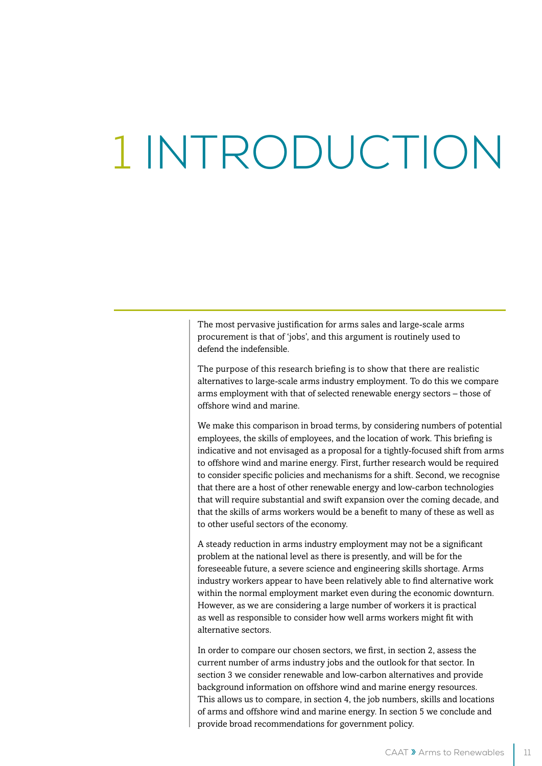# 1 INTRODUCTION

The most pervasive justification for arms sales and large-scale arms procurement is that of 'jobs', and this argument is routinely used to defend the indefensible.

The purpose of this research briefing is to show that there are realistic alternatives to large-scale arms industry employment. To do this we compare arms employment with that of selected renewable energy sectors – those of offshore wind and marine.

We make this comparison in broad terms, by considering numbers of potential employees, the skills of employees, and the location of work. This briefing is indicative and not envisaged as a proposal for a tightly-focused shift from arms to offshore wind and marine energy. First, further research would be required to consider specific policies and mechanisms for a shift. Second, we recognise that there are a host of other renewable energy and low-carbon technologies that will require substantial and swift expansion over the coming decade, and that the skills of arms workers would be a benefit to many of these as well as to other useful sectors of the economy.

A steady reduction in arms industry employment may not be a significant problem at the national level as there is presently, and will be for the foreseeable future, a severe science and engineering skills shortage. Arms industry workers appear to have been relatively able to find alternative work within the normal employment market even during the economic downturn. However, as we are considering a large number of workers it is practical as well as responsible to consider how well arms workers might fit with alternative sectors.

In order to compare our chosen sectors, we first, in section 2, assess the current number of arms industry jobs and the outlook for that sector. In section 3 we consider renewable and low-carbon alternatives and provide background information on offshore wind and marine energy resources. This allows us to compare, in section 4, the job numbers, skills and locations of arms and offshore wind and marine energy. In section 5 we conclude and provide broad recommendations for government policy.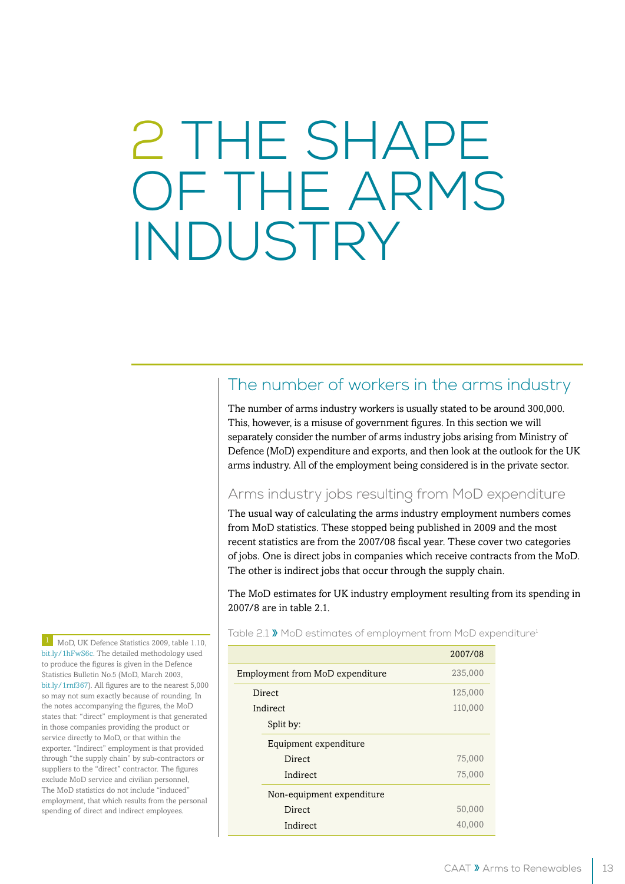# 2 THE SHAPE OF THE ARMS INDUSTRY

## The number of workers in the arms industry

The number of arms industry workers is usually stated to be around 300,000. This, however, is a misuse of government figures. In this section we will separately consider the number of arms industry jobs arising from Ministry of Defence (MoD) expenditure and exports, and then look at the outlook for the UK arms industry. All of the employment being considered is in the private sector.

### Arms industry jobs resulting from MoD expenditure

The usual way of calculating the arms industry employment numbers comes from MoD statistics. These stopped being published in 2009 and the most recent statistics are from the 2007/08 fiscal year. These cover two categories of jobs. One is direct jobs in companies which receive contracts from the MoD. The other is indirect jobs that occur through the supply chain.

The MoD estimates for UK industry employment resulting from its spending in 2007/8 are in table 2.1.

Table 2.1 » MoD estimates of employment from MoD expenditure[1]

| | 2007/08 |
|---|---|
| Employment from MoD expenditure | 235,000 |
| Direct | 125,000 |
| Indirect | 110,000 |
| Split by: | |
| Equipment expenditure | |
| Direct | 75,000 |
| Indirect | 75,000 |
| Non-equipment expenditure | |
| Direct | 50,000 |
| Indirect | 40,000 |

1 MoD, UK Defence Statistics 2009, table 1.10, bit.ly/1hFwS6c. The detailed methodology used to produce the figures is given in the Defence Statistics Bulletin No.5 (MoD, March 2003, bit.ly/1rnf367). All figures are to the nearest 5,000 so may not sum exactly because of rounding. In the notes accompanying the figures, the MoD states that: "direct" employment is that generated in those companies providing the product or service directly to MoD, or that within the exporter. "Indirect" employment is that provided through "the supply chain" by sub-contractors or suppliers to the "direct" contractor. The figures exclude MoD service and civilian personnel. The MoD statistics do not include "induced" employment, that which results from the personal spending of direct and indirect employees.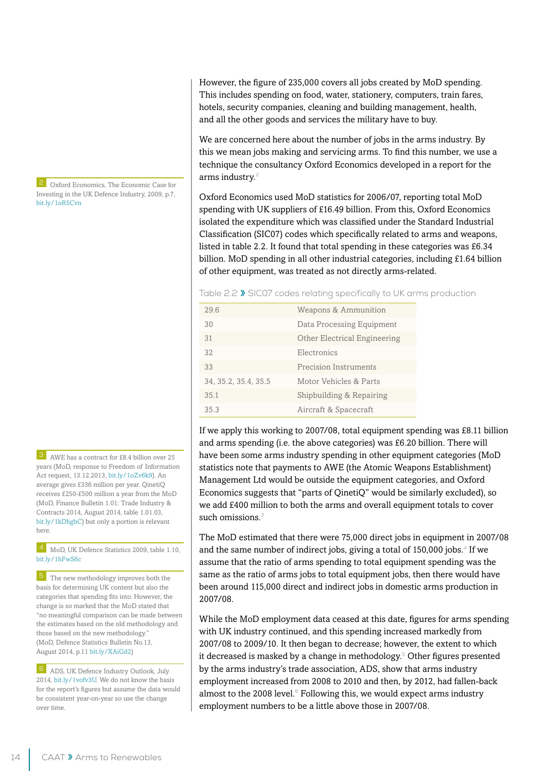However, the figure of 235,000 covers all jobs created by MoD spending. This includes spending on food, water, stationery, computers, train fares, hotels, security companies, cleaning and building management, health, and all the other goods and services the military have to buy.

We are concerned here about the number of jobs in the arms industry. By this we mean jobs making and servicing arms. To find this number, we use a technique the consultancy Oxford Economics developed in a report for the arms industry.[2]

Oxford Economics used MoD statistics for 2006/07, reporting total MoD spending with UK suppliers of £16.49 billion. From this, Oxford Economics isolated the expenditure which was classified under the Standard Industrial Classification (SIC07) codes which specifically related to arms and weapons, listed in table 2.2. It found that total spending in these categories was £6.34 billion. MoD spending in all other industrial categories, including £1.64 billion of other equipment, was treated as not directly arms-related.

Table 2.2 » SIC07 codes relating specifically to UK arms production

| | |
|---|---|
| 29.6 | Weapons & Ammunition |
| 30 | Data Processing Equipment |
| 31 | Other Electrical Engineering |
| 32 | Electronics |
| 33 | Precision Instruments |
| 34, 35.2, 35.4, 35.5 | Motor Vehicles & Parts |
| 35.1 | Shipbuilding & Repairing |
| 35.3 | Aircraft & Spacecraft |

If we apply this working to 2007/08, total equipment spending was £8.11 billion and arms spending (i.e. the above categories) was £6.20 billion. There will have been some arms industry spending in other equipment categories (MoD statistics note that payments to AWE (the Atomic Weapons Establishment) Management Ltd would be outside the equipment categories, and Oxford Economics suggests that "parts of QinetiQ" would be similarly excluded), so we add £400 million to both the arms and overall equipment totals to cover such omissions.[3]

The MoD estimated that there were 75,000 direct jobs in equipment in 2007/08 and the same number of indirect jobs, giving a total of 150,000 jobs.[4] If we assume that the ratio of arms spending to total equipment spending was the same as the ratio of arms jobs to total equipment jobs, then there would have been around 115,000 direct and indirect jobs in domestic arms production in 2007/08.

While the MoD employment data ceased at this date, figures for arms spending with UK industry continued, and this spending increased markedly from 2007/08 to 2009/10. It then began to decrease; however, the extent to which it decreased is masked by a change in methodology.[5] Other figures presented by the arms industry's trade association, ADS, show that arms industry employment increased from 2008 to 2010 and then, by 2012, had fallen-back almost to the 2008 level.[6] Following this, we would expect arms industry employment numbers to be a little above those in 2007/08.

---

[2] Oxford Economics, The Economic Case for Investing in the UK Defence Industry, 2009, p.7, bit.ly/1oR5Cvn

[3] AWE has a contract for £8.4 billion over 25 years (MoD, response to Freedom of Information Act request, 13.12.2013, bit.ly/1oZv6k9). An average gives £336 million per year. QinetiQ receives £250-£500 million a year from the MoD (MoD, Finance Bulletin 1.01: Trade Industry & Contracts 2014, August 2014, table 1.01.03, bit.ly/1kDhgbC) but only a portion is relevant here.

[4] MoD, UK Defence Statistics 2009, table 1.10, bit.ly/1hFwS6c

[5] The new methodology improves both the basis for determining UK content but also the categories that spending fits into. However, the change is so marked that the MoD stated that "no meaningful comparison can be made between the estimates based on the old methodology and those based on the new methodology." (MoD, Defence Statistics Bulletin No.13, August 2014, p.11 bit.ly/XAiGd2)

[6] ADS, UK Defence Industry Outlook, July 2014, bit.ly/1vofv3U. We do not know the basis for the report's figures but assume the data would be consistent year-on-year so use the change over time.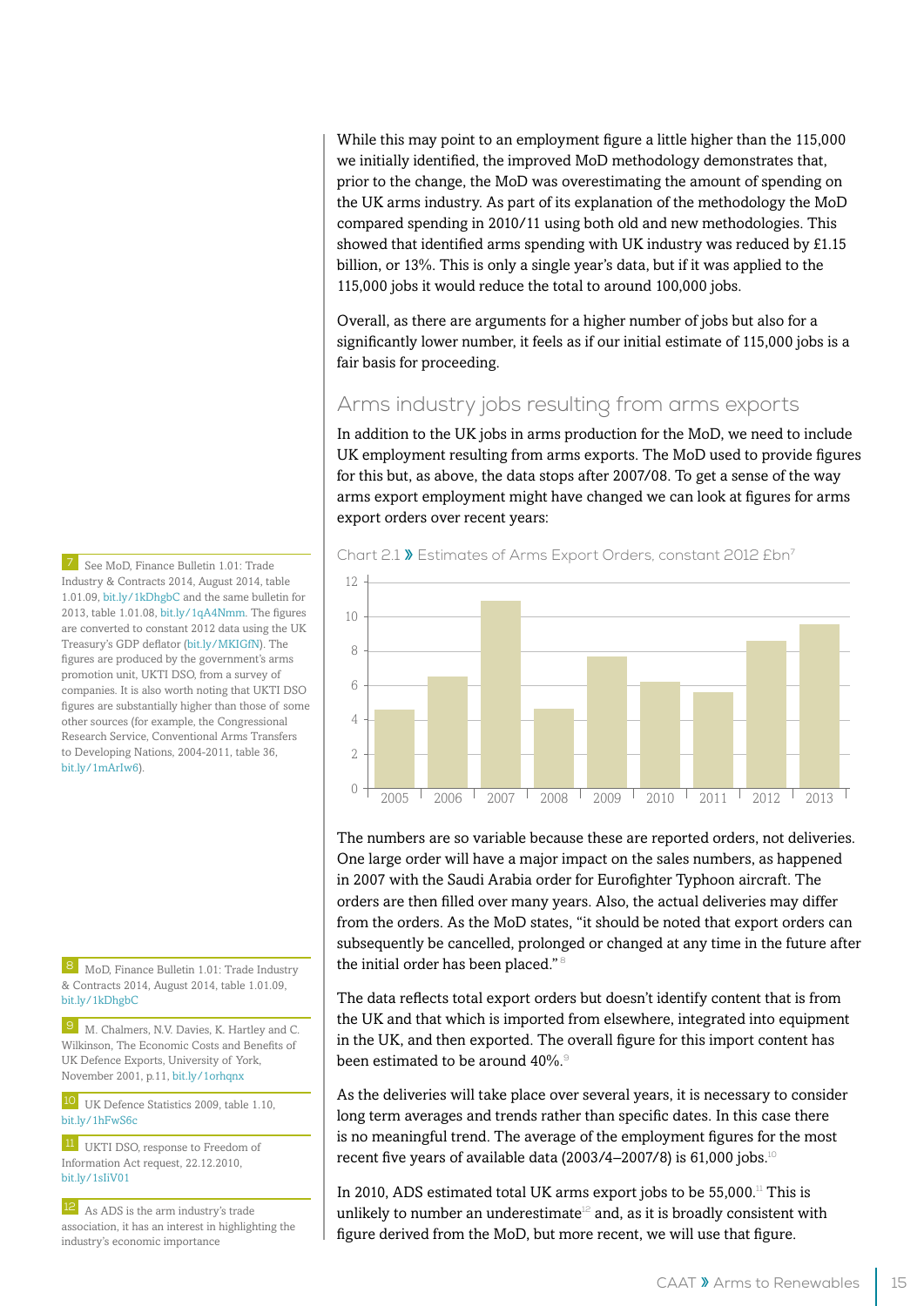While this may point to an employment figure a little higher than the 115,000 we initially identified, the improved MoD methodology demonstrates that, prior to the change, the MoD was overestimating the amount of spending on the UK arms industry. As part of its explanation of the methodology the MoD compared spending in 2010/11 using both old and new methodologies. This showed that identified arms spending with UK industry was reduced by £1.15 billion, or 13%. This is only a single year's data, but if it was applied to the 115,000 jobs it would reduce the total to around 100,000 jobs.

Overall, as there are arguments for a higher number of jobs but also for a significantly lower number, it feels as if our initial estimate of 115,000 jobs is a fair basis for proceeding.

## Arms industry jobs resulting from arms exports

In addition to the UK jobs in arms production for the MoD, we need to include UK employment resulting from arms exports. The MoD used to provide figures for this but, as above, the data stops after 2007/08. To get a sense of the way arms export employment might have changed we can look at figures for arms export orders over recent years:

Chart 2.1 » Estimates of Arms Export Orders, constant 2012 £bn[7]

12
10
8
6
4
2
0
2005 2006 2007 2008 2009 2010 2011 2012 2013

The numbers are so variable because these are reported orders, not deliveries. One large order will have a major impact on the sales numbers, as happened in 2007 with the Saudi Arabia order for Eurofighter Typhoon aircraft. The orders are then filled over many years. Also, the actual deliveries may differ from the orders. As the MoD states, "it should be noted that export orders can subsequently be cancelled, prolonged or changed at any time in the future after the initial order has been placed."[8]

The data reflects total export orders but doesn't identify content that is from the UK and that which is imported from elsewhere, integrated into equipment in the UK, and then exported. The overall figure for this import content has been estimated to be around 40%.[9]

As the deliveries will take place over several years, it is necessary to consider long term averages and trends rather than specific dates. In this case there is no meaningful trend. The average of the employment figures for the most recent five years of available data (2003/4–2007/8) is 61,000 jobs.[10]

In 2010, ADS estimated total UK arms export jobs to be 55,000.[11] This is unlikely to number an underestimate[12] and, as it is broadly consistent with figure derived from the MoD, but more recent, we will use that figure.

---

7 See MoD, Finance Bulletin 1.01: Trade Industry & Contracts 2014, August 2014, table 1.01.09, bit.ly/1kDhgbC and the same bulletin for 2013, table 1.01.08, bit.ly/1qA4Nmm. The figures are converted to constant 2012 data using the UK Treasury's GDP deflator (bit.ly/MKIGfN). The figures are produced by the government's arms promotion unit, UKTI DSO, from a survey of companies. It is also worth noting that UKTI DSO figures are substantially higher than those of some other sources (for example, the Congressional Research Service, Conventional Arms Transfers to Developing Nations, 2004-2011, table 36, bit.ly/1mArIw6).

8 MoD, Finance Bulletin 1.01: Trade Industry & Contracts 2014, August 2014, table 1.01.09, bit.ly/1kDhgbC

9 M. Chalmers, N.V. Davies, K. Hartley and C. Wilkinson, The Economic Costs and Benefits of UK Defence Exports, University of York, November 2001, p.11, bit.ly/1orhqnx

10 UK Defence Statistics 2009, table 1.10, bit.ly/1hFwS6c

11 UKTI DSO, response to Freedom of Information Act request, 22.12.2010, bit.ly/1sIiV01

12 As ADS is the arm industry's trade association, it has an interest in highlighting the industry's economic importance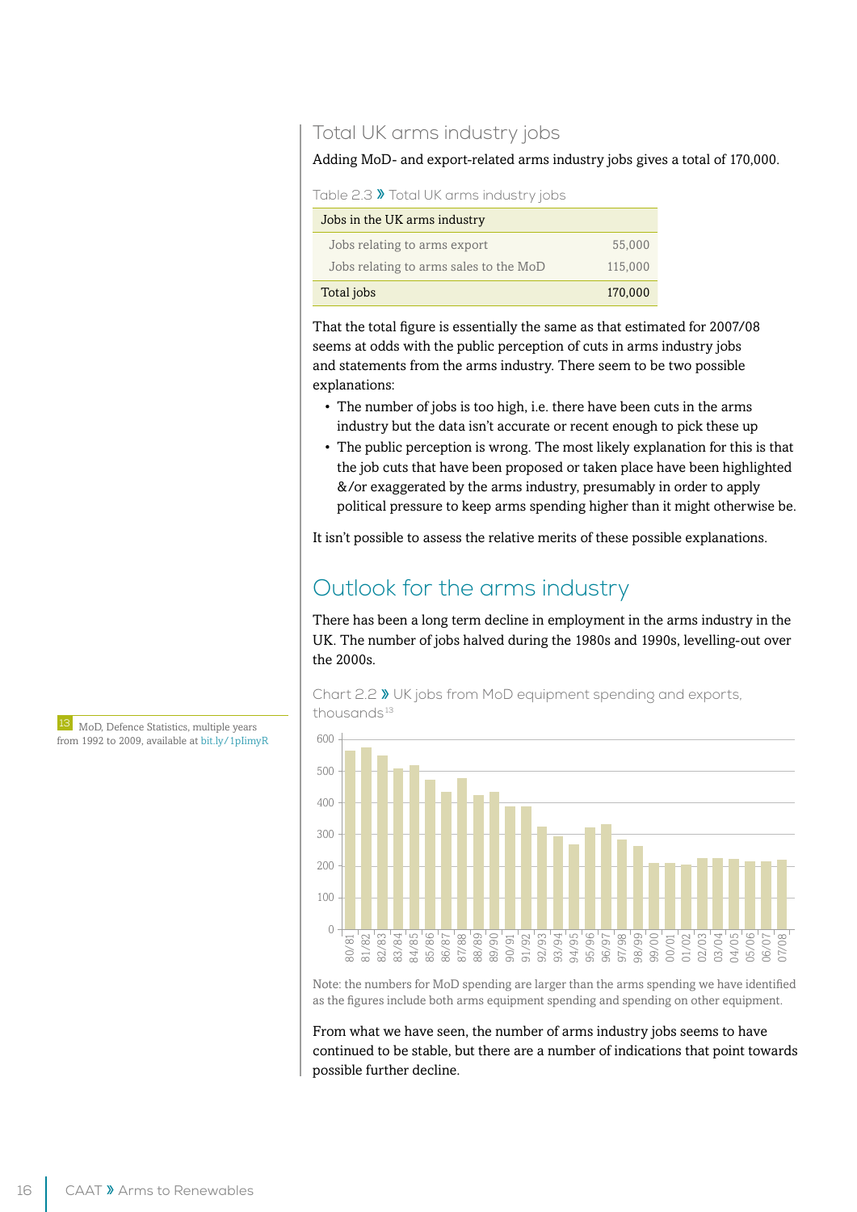## Total UK arms industry jobs

Adding MoD- and export-related arms industry jobs gives a total of 170,000.

Table 2.3 » Total UK arms industry jobs

| Jobs in the UK arms industry | |
|---|---|
| Jobs relating to arms export | 55,000 |
| Jobs relating to arms sales to the MoD | 115,000 |
| Total jobs | 170,000 |

That the total figure is essentially the same as that estimated for 2007/08 seems at odds with the public perception of cuts in arms industry jobs and statements from the arms industry. There seem to be two possible explanations:

- The number of jobs is too high, i.e. there have been cuts in the arms industry but the data isn't accurate or recent enough to pick these up
- The public perception is wrong. The most likely explanation for this is that the job cuts that have been proposed or taken place have been highlighted &/or exaggerated by the arms industry, presumably in order to apply political pressure to keep arms spending higher than it might otherwise be.

It isn't possible to assess the relative merits of these possible explanations.

## Outlook for the arms industry

There has been a long term decline in employment in the arms industry in the UK. The number of jobs halved during the 1980s and 1990s, levelling-out over the 2000s.

Chart 2.2 » UK jobs from MoD equipment spending and exports, thousands[13]

600
500
400
300
200
100
0

80/81 81/82 82/83 83/84 84/85 85/86 86/87 87/88 88/89 89/90 90/91 91/92 92/93 93/94 94/95 95/96 96/97 97/98 98/99 99/00 00/01 01/02 02/03 03/04 04/05 05/06 06/07 07/08

Note: the numbers for MoD spending are larger than the arms spending we have identified as the figures include both arms equipment spending and spending on other equipment.

From what we have seen, the number of arms industry jobs seems to have continued to be stable, but there are a number of indications that point towards possible further decline.

[13] MoD, Defence Statistics, multiple years from 1992 to 2009, available at bit.ly/1pIimyR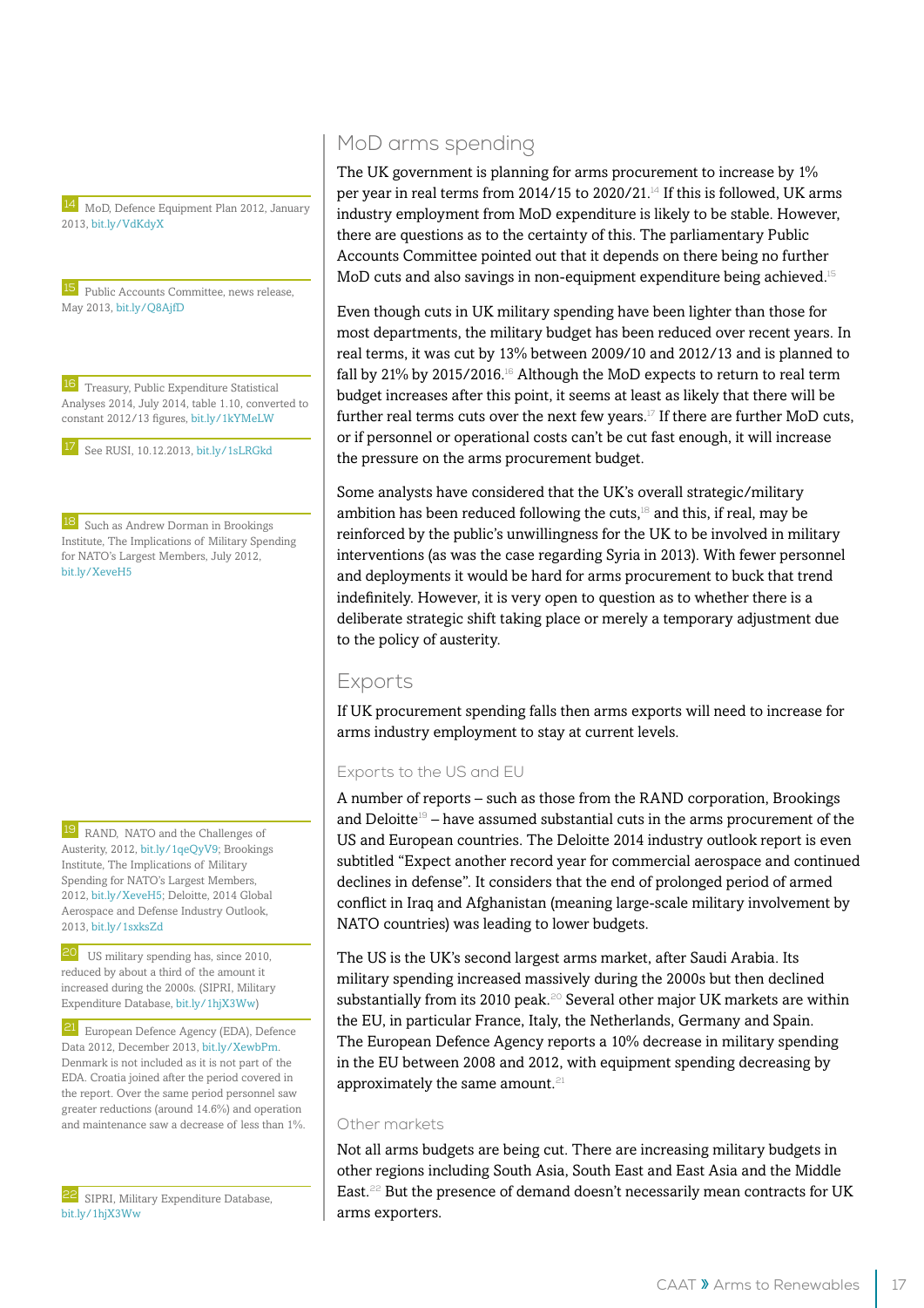## MoD arms spending

The UK government is planning for arms procurement to increase by 1% per year in real terms from 2014/15 to 2020/21.[14] If this is followed, UK arms industry employment from MoD expenditure is likely to be stable. However, there are questions as to the certainty of this. The parliamentary Public Accounts Committee pointed out that it depends on there being no further MoD cuts and also savings in non-equipment expenditure being achieved.[15]

Even though cuts in UK military spending have been lighter than those for most departments, the military budget has been reduced over recent years. In real terms, it was cut by 13% between 2009/10 and 2012/13 and is planned to fall by 21% by 2015/2016.[16] Although the MoD expects to return to real term budget increases after this point, it seems at least as likely that there will be further real terms cuts over the next few years.[17] If there are further MoD cuts, or if personnel or operational costs can't be cut fast enough, it will increase the pressure on the arms procurement budget.

Some analysts have considered that the UK's overall strategic/military ambition has been reduced following the cuts,[18] and this, if real, may be reinforced by the public's unwillingness for the UK to be involved in military interventions (as was the case regarding Syria in 2013). With fewer personnel and deployments it would be hard for arms procurement to buck that trend indefinitely. However, it is very open to question as to whether there is a deliberate strategic shift taking place or merely a temporary adjustment due to the policy of austerity.

## Exports

If UK procurement spending falls then arms exports will need to increase for arms industry employment to stay at current levels.

### Exports to the US and EU

A number of reports – such as those from the RAND corporation, Brookings and Deloitte[19] – have assumed substantial cuts in the arms procurement of the US and European countries. The Deloitte 2014 industry outlook report is even subtitled "Expect another record year for commercial aerospace and continued declines in defense". It considers that the end of prolonged period of armed conflict in Iraq and Afghanistan (meaning large-scale military involvement by NATO countries) was leading to lower budgets.

The US is the UK's second largest arms market, after Saudi Arabia. Its military spending increased massively during the 2000s but then declined substantially from its 2010 peak.[20] Several other major UK markets are within the EU, in particular France, Italy, the Netherlands, Germany and Spain. The European Defence Agency reports a 10% decrease in military spending in the EU between 2008 and 2012, with equipment spending decreasing by approximately the same amount.[21]

### Other markets

Not all arms budgets are being cut. There are increasing military budgets in other regions including South Asia, South East and East Asia and the Middle East.[22] But the presence of demand doesn't necessarily mean contracts for UK arms exporters.

---

14 MoD, Defence Equipment Plan 2012, January 2013, bit.ly/VdKdyX

15 Public Accounts Committee, news release, May 2013, bit.ly/Q8AjfD

16 Treasury, Public Expenditure Statistical Analyses 2014, July 2014, table 1.10, converted to constant 2012/13 figures, bit.ly/1kYMeLW

17 See RUSI, 10.12.2013, bit.ly/1sLRGkd

18 Such as Andrew Dorman in Brookings Institute, The Implications of Military Spending for NATO's Largest Members, July 2012, bit.ly/XeveH5

19 RAND, NATO and the Challenges of Austerity, 2012, bit.ly/1qeQyV9; Brookings Institute, The Implications of Military Spending for NATO's Largest Members, 2012, bit.ly/XeveH5; Deloitte, 2014 Global Aerospace and Defense Industry Outlook, 2013, bit.ly/1sxksZd

20 US military spending has, since 2010, reduced by about a third of the amount it increased during the 2000s. (SIPRI, Military Expenditure Database, bit.ly/1hjX3Ww)

21 European Defence Agency (EDA), Defence Data 2012, December 2013, bit.ly/XewbPm. Denmark is not included as it is not part of the EDA. Croatia joined after the period covered in the report. Over the same period personnel saw greater reductions (around 14.6%) and operation and maintenance saw a decrease of less than 1%.

22 SIPRI, Military Expenditure Database, bit.ly/1hjX3Ww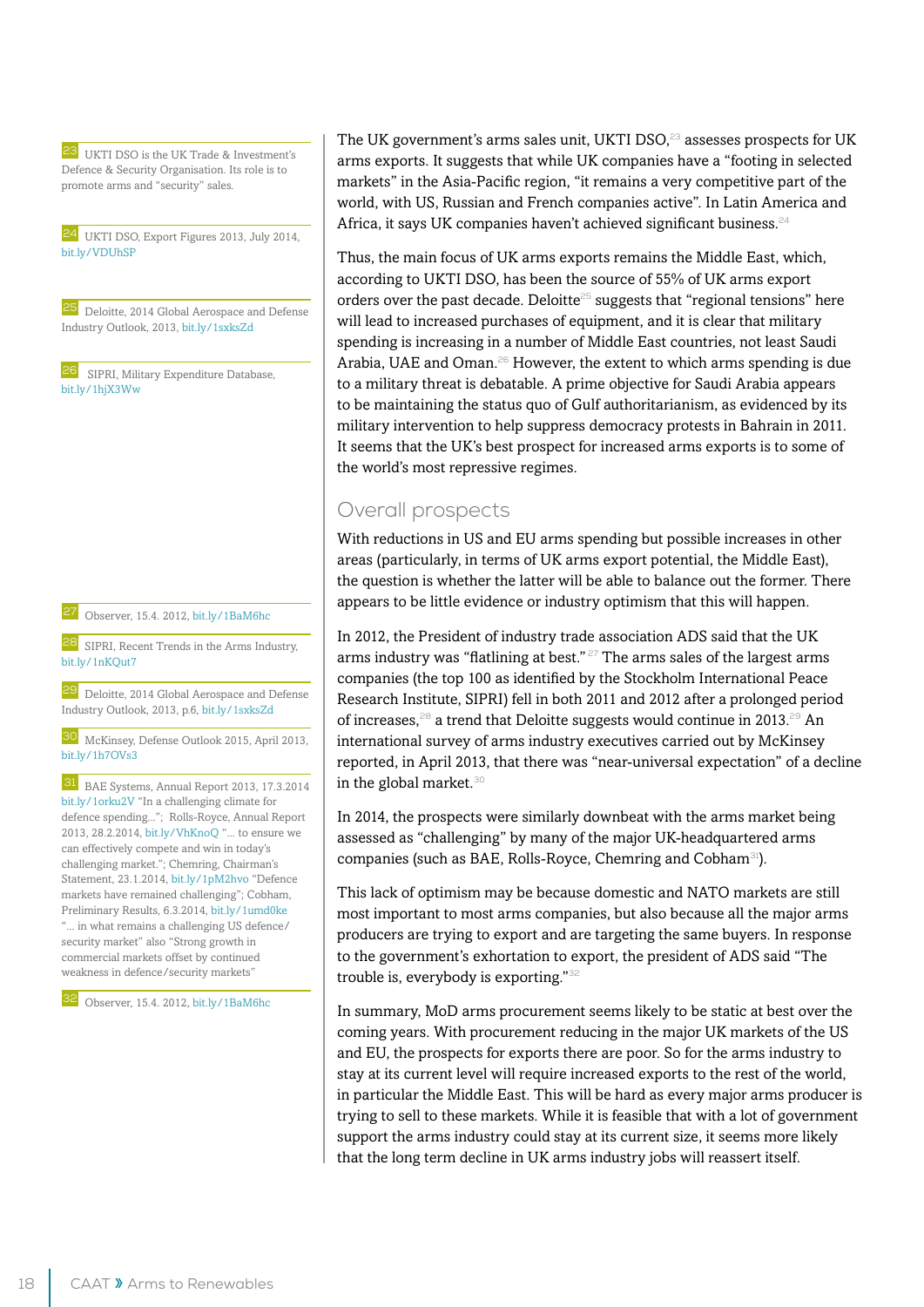The UK government's arms sales unit, UKTI DSO,[23] assesses prospects for UK arms exports. It suggests that while UK companies have a "footing in selected markets" in the Asia-Pacific region, "it remains a very competitive part of the world, with US, Russian and French companies active". In Latin America and Africa, it says UK companies haven't achieved significant business.[24]

Thus, the main focus of UK arms exports remains the Middle East, which, according to UKTI DSO, has been the source of 55% of UK arms export orders over the past decade. Deloitte[25] suggests that "regional tensions" here will lead to increased purchases of equipment, and it is clear that military spending is increasing in a number of Middle East countries, not least Saudi Arabia, UAE and Oman.[26] However, the extent to which arms spending is due to a military threat is debatable. A prime objective for Saudi Arabia appears to be maintaining the status quo of Gulf authoritarianism, as evidenced by its military intervention to help suppress democracy protests in Bahrain in 2011. It seems that the UK's best prospect for increased arms exports is to some of the world's most repressive regimes.

## Overall prospects

With reductions in US and EU arms spending but possible increases in other areas (particularly, in terms of UK arms export potential, the Middle East), the question is whether the latter will be able to balance out the former. There appears to be little evidence or industry optimism that this will happen.

In 2012, the President of industry trade association ADS said that the UK arms industry was "flatlining at best."[27] The arms sales of the largest arms companies (the top 100 as identified by the Stockholm International Peace Research Institute, SIPRI) fell in both 2011 and 2012 after a prolonged period of increases,[28] a trend that Deloitte suggests would continue in 2013.[29] An international survey of arms industry executives carried out by McKinsey reported, in April 2013, that there was "near-universal expectation" of a decline in the global market.[30]

In 2014, the prospects were similarly downbeat with the arms market being assessed as "challenging" by many of the major UK-headquartered arms companies (such as BAE, Rolls-Royce, Chemring and Cobham[31]).

This lack of optimism may be because domestic and NATO markets are still most important to most arms companies, but also because all the major arms producers are trying to export and are targeting the same buyers. In response to the government's exhortation to export, the president of ADS said "The trouble is, everybody is exporting."[32]

In summary, MoD arms procurement seems likely to be static at best over the coming years. With procurement reducing in the major UK markets of the US and EU, the prospects for exports there are poor. So for the arms industry to stay at its current level will require increased exports to the rest of the world, in particular the Middle East. This will be hard as every major arms producer is trying to sell to these markets. While it is feasible that with a lot of government support the arms industry could stay at its current size, it seems more likely that the long term decline in UK arms industry jobs will reassert itself.

---

[23] UKTI DSO is the UK Trade & Investment's Defence & Security Organisation. Its role is to promote arms and "security" sales.

[24] UKTI DSO, Export Figures 2013, July 2014, bit.ly/VDUhSP

[25] Deloitte, 2014 Global Aerospace and Defense Industry Outlook, 2013, bit.ly/1sxksZd

[26] SIPRI, Military Expenditure Database, bit.ly/1hjX3Ww

[27] Observer, 15.4. 2012, bit.ly/1BaM6hc

[28] SIPRI, Recent Trends in the Arms Industry, bit.ly/1nKQut7

[29] Deloitte, 2014 Global Aerospace and Defense Industry Outlook, 2013, p.6, bit.ly/1sxksZd

[30] McKinsey, Defense Outlook 2015, April 2013, bit.ly/1h7OVs3

[31] BAE Systems, Annual Report 2013, 17.3.2014 bit.ly/1orku2V "In a challenging climate for defence spending..."; Rolls-Royce, Annual Report 2013, 28.2.2014, bit.ly/VhKnoQ "... to ensure we can effectively compete and win in today's challenging market."; Chemring, Chairman's Statement, 23.1.2014, bit.ly/1pM2hvo "Defence markets have remained challenging"; Cobham, Preliminary Results, 6.3.2014, bit.ly/1umd0ke "... in what remains a challenging US defence/ security market" also "Strong growth in commercial markets offset by continued weakness in defence/security markets"

[32] Observer, 15.4. 2012, bit.ly/1BaM6hc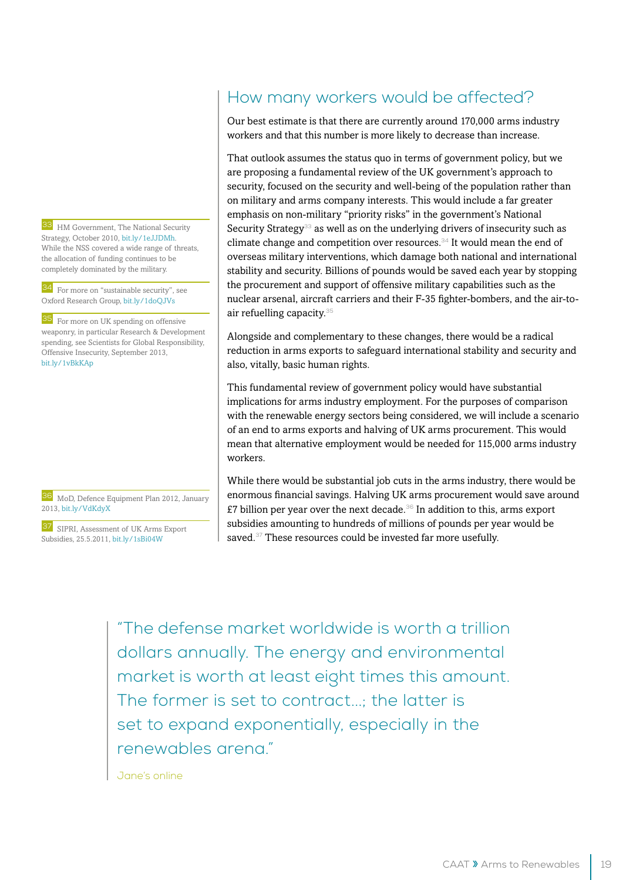## How many workers would be affected?

Our best estimate is that there are currently around 170,000 arms industry workers and that this number is more likely to decrease than increase.

That outlook assumes the status quo in terms of government policy, but we are proposing a fundamental review of the UK government's approach to security, focused on the security and well-being of the population rather than on military and arms company interests. This would include a far greater emphasis on non-military "priority risks" in the government's National Security Strategy[33] as well as on the underlying drivers of insecurity such as climate change and competition over resources.[34] It would mean the end of overseas military interventions, which damage both national and international stability and security. Billions of pounds would be saved each year by stopping the procurement and support of offensive military capabilities such as the nuclear arsenal, aircraft carriers and their F-35 fighter-bombers, and the air-to-air refuelling capacity.[35]

Alongside and complementary to these changes, there would be a radical reduction in arms exports to safeguard international stability and security and also, vitally, basic human rights.

This fundamental review of government policy would have substantial implications for arms industry employment. For the purposes of comparison with the renewable energy sectors being considered, we will include a scenario of an end to arms exports and halving of UK arms procurement. This would mean that alternative employment would be needed for 115,000 arms industry workers.

While there would be substantial job cuts in the arms industry, there would be enormous financial savings. Halving UK arms procurement would save around £7 billion per year over the next decade.[36] In addition to this, arms export subsidies amounting to hundreds of millions of pounds per year would be saved.[37] These resources could be invested far more usefully.

> "The defense market worldwide is worth a trillion dollars annually. The energy and environmental market is worth at least eight times this amount. The former is set to contract...; the latter is set to expand exponentially, especially in the renewables arena."
>
> Jane's online

---

33 HM Government, The National Security Strategy, October 2010, bit.ly/1eJJDMh. While the NSS covered a wide range of threats, the allocation of funding continues to be completely dominated by the military.

34 For more on "sustainable security", see Oxford Research Group, bit.ly/1doQJVs

35 For more on UK spending on offensive weaponry, in particular Research & Development spending, see Scientists for Global Responsibility, Offensive Insecurity, September 2013, bit.ly/1vBkKAp

36 MoD, Defence Equipment Plan 2012, January 2013, bit.ly/VdKdyX

37 SIPRI, Assessment of UK Arms Export Subsidies, 25.5.2011, bit.ly/1sBi04W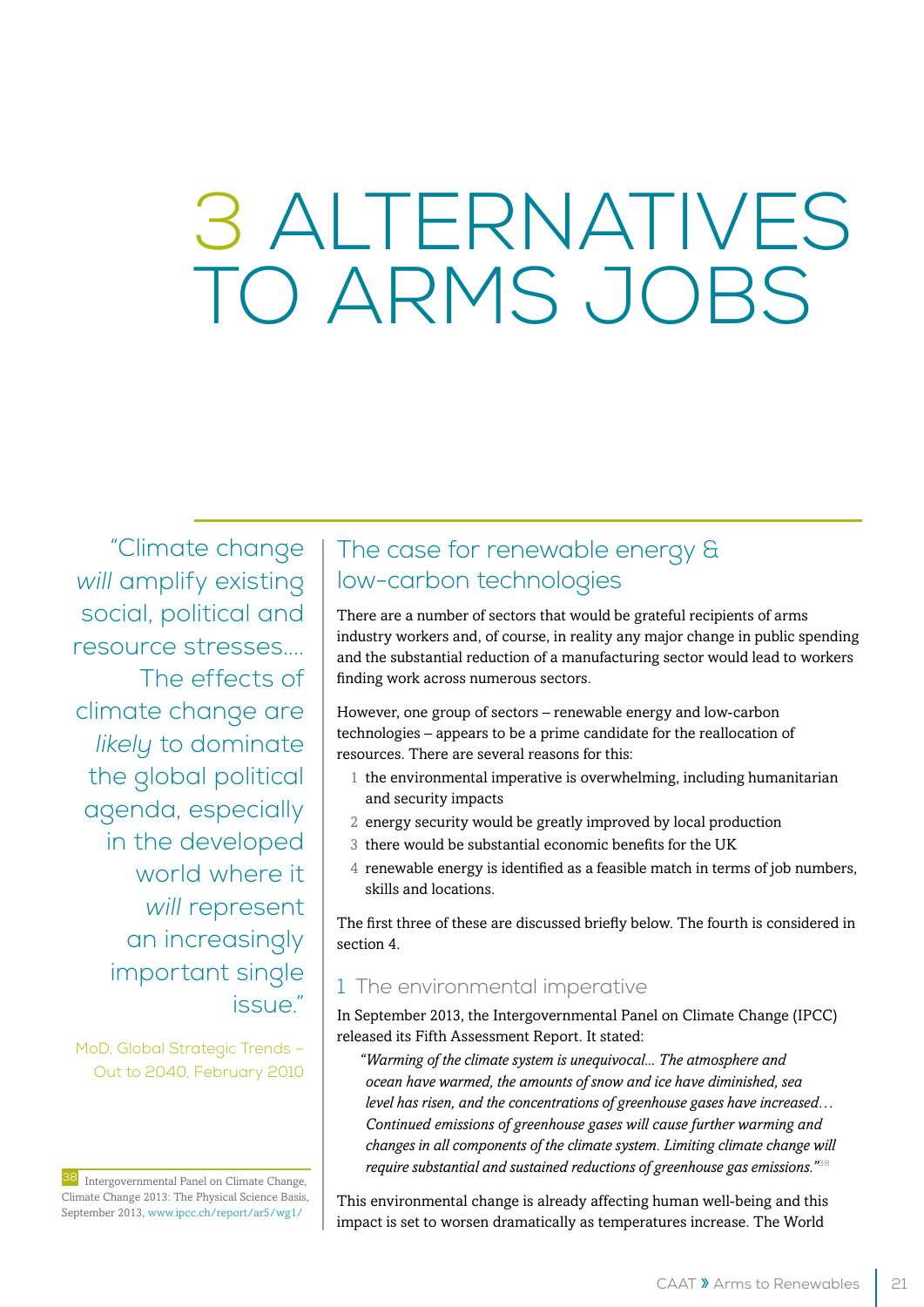# 3 ALTERNATIVES TO ARMS JOBS

> "Climate change *will* amplify existing social, political and resource stresses.... The effects of climate change are *likely* to dominate the global political agenda, especially in the developed world where it *will* represent an increasingly important single issue."
>
> MoD, Global Strategic Trends – Out to 2040, February 2010

## The case for renewable energy & low-carbon technologies

There are a number of sectors that would be grateful recipients of arms industry workers and, of course, in reality any major change in public spending and the substantial reduction of a manufacturing sector would lead to workers finding work across numerous sectors.

However, one group of sectors – renewable energy and low-carbon technologies – appears to be a prime candidate for the reallocation of resources. There are several reasons for this:

1. the environmental imperative is overwhelming, including humanitarian and security impacts
2. energy security would be greatly improved by local production
3. there would be substantial economic benefits for the UK
4. renewable energy is identified as a feasible match in terms of job numbers, skills and locations.

The first three of these are discussed briefly below. The fourth is considered in section 4.

### 1 The environmental imperative

In September 2013, the Intergovernmental Panel on Climate Change (IPCC) released its Fifth Assessment Report. It stated:

> *"Warming of the climate system is unequivocal... The atmosphere and ocean have warmed, the amounts of snow and ice have diminished, sea level has risen, and the concentrations of greenhouse gases have increased… Continued emissions of greenhouse gases will cause further warming and changes in all components of the climate system. Limiting climate change will require substantial and sustained reductions of greenhouse gas emissions."*[38]

This environmental change is already affecting human well-being and this impact is set to worsen dramatically as temperatures increase. The World

[38] Intergovernmental Panel on Climate Change, Climate Change 2013: The Physical Science Basis, September 2013, www.ipcc.ch/report/ar5/wg1/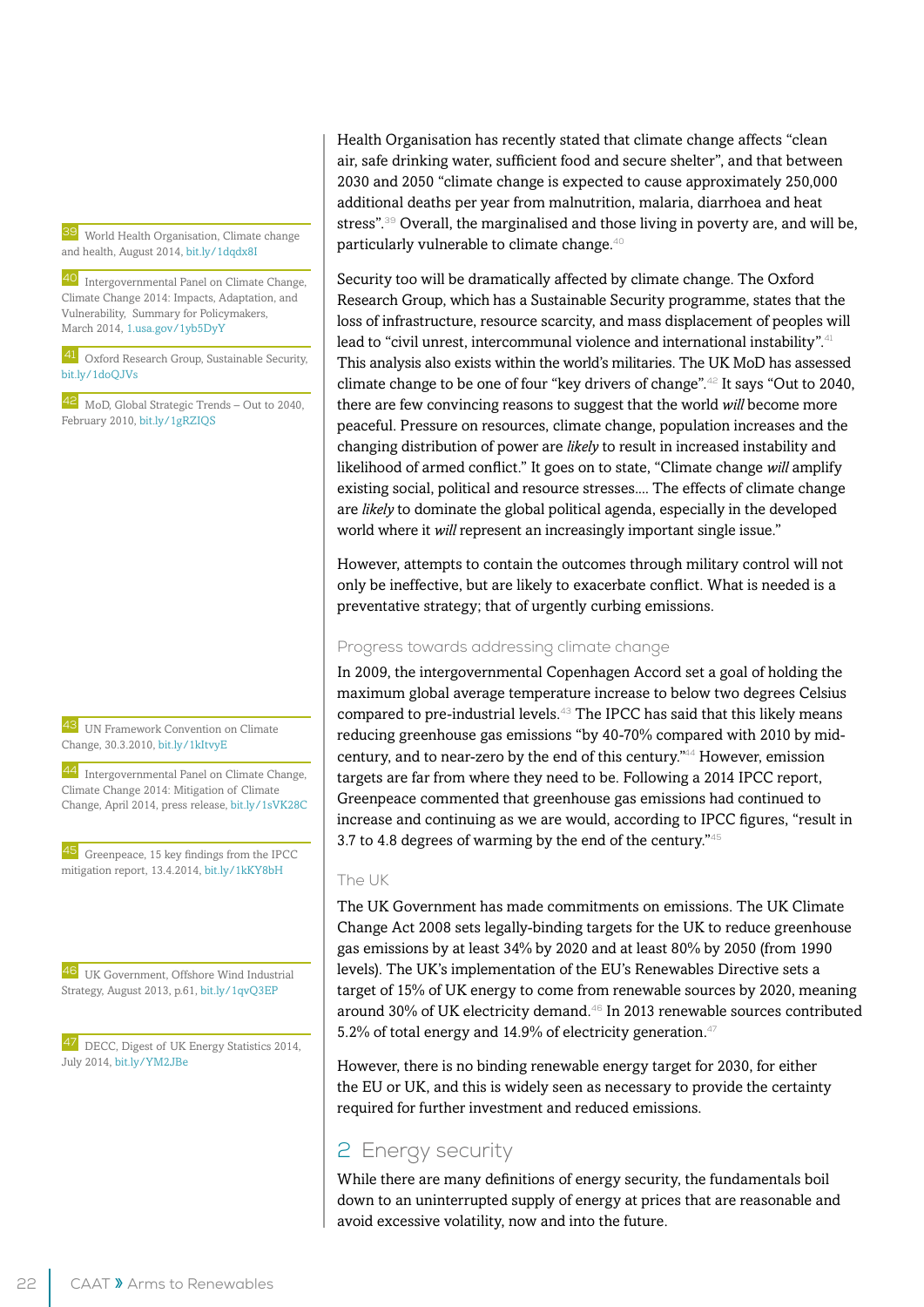Health Organisation has recently stated that climate change affects "clean air, safe drinking water, sufficient food and secure shelter", and that between 2030 and 2050 "climate change is expected to cause approximately 250,000 additional deaths per year from malnutrition, malaria, diarrhoea and heat stress".[39] Overall, the marginalised and those living in poverty are, and will be, particularly vulnerable to climate change.[40]

Security too will be dramatically affected by climate change. The Oxford Research Group, which has a Sustainable Security programme, states that the loss of infrastructure, resource scarcity, and mass displacement of peoples will lead to "civil unrest, intercommunal violence and international instability".[41] This analysis also exists within the world's militaries. The UK MoD has assessed climate change to be one of four "key drivers of change".[42] It says "Out to 2040, there are few convincing reasons to suggest that the world *will* become more peaceful. Pressure on resources, climate change, population increases and the changing distribution of power are *likely* to result in increased instability and likelihood of armed conflict." It goes on to state, "Climate change *will* amplify existing social, political and resource stresses.... The effects of climate change are *likely* to dominate the global political agenda, especially in the developed world where it *will* represent an increasingly important single issue."

However, attempts to contain the outcomes through military control will not only be ineffective, but are likely to exacerbate conflict. What is needed is a preventative strategy; that of urgently curbing emissions.

### Progress towards addressing climate change

In 2009, the intergovernmental Copenhagen Accord set a goal of holding the maximum global average temperature increase to below two degrees Celsius compared to pre-industrial levels.[43] The IPCC has said that this likely means reducing greenhouse gas emissions "by 40-70% compared with 2010 by mid-century, and to near-zero by the end of this century."[44] However, emission targets are far from where they need to be. Following a 2014 IPCC report, Greenpeace commented that greenhouse gas emissions had continued to increase and continuing as we are would, according to IPCC figures, "result in 3.7 to 4.8 degrees of warming by the end of the century."[45]

### The UK

The UK Government has made commitments on emissions. The UK Climate Change Act 2008 sets legally-binding targets for the UK to reduce greenhouse gas emissions by at least 34% by 2020 and at least 80% by 2050 (from 1990 levels). The UK's implementation of the EU's Renewables Directive sets a target of 15% of UK energy to come from renewable sources by 2020, meaning around 30% of UK electricity demand.[46] In 2013 renewable sources contributed 5.2% of total energy and 14.9% of electricity generation.[47]

However, there is no binding renewable energy target for 2030, for either the EU or UK, and this is widely seen as necessary to provide the certainty required for further investment and reduced emissions.

## 2 Energy security

While there are many definitions of energy security, the fundamentals boil down to an uninterrupted supply of energy at prices that are reasonable and avoid excessive volatility, now and into the future.

---

39 World Health Organisation, Climate change and health, August 2014, bit.ly/1dqdx8I

40 Intergovernmental Panel on Climate Change, Climate Change 2014: Impacts, Adaptation, and Vulnerability, Summary for Policymakers, March 2014, 1.usa.gov/1yb5DyY

41 Oxford Research Group, Sustainable Security, bit.ly/1doQJVs

42 MoD, Global Strategic Trends – Out to 2040, February 2010, bit.ly/1gRZIQS

43 UN Framework Convention on Climate Change, 30.3.2010, bit.ly/1kItvyE

44 Intergovernmental Panel on Climate Change, Climate Change 2014: Mitigation of Climate Change, April 2014, press release, bit.ly/1sVK28C

45 Greenpeace, 15 key findings from the IPCC mitigation report, 13.4.2014, bit.ly/1kKY8bH

46 UK Government, Offshore Wind Industrial Strategy, August 2013, p.61, bit.ly/1qvQ3EP

47 DECC, Digest of UK Energy Statistics 2014, July 2014, bit.ly/YM2JBe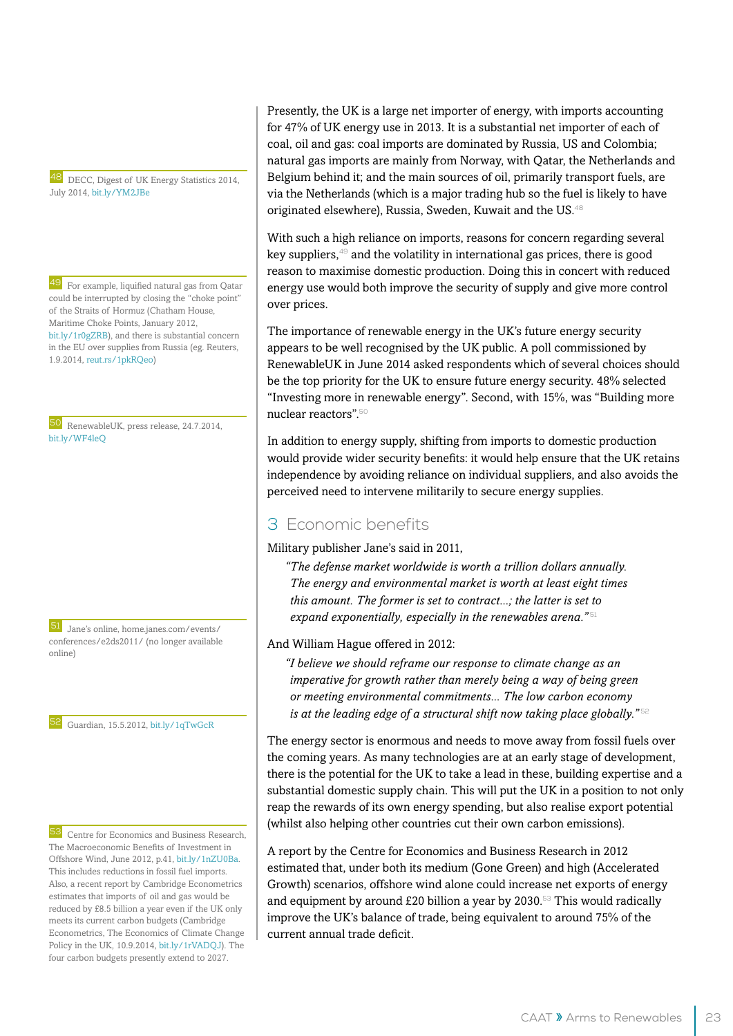Presently, the UK is a large net importer of energy, with imports accounting for 47% of UK energy use in 2013. It is a substantial net importer of each of coal, oil and gas: coal imports are dominated by Russia, US and Colombia; natural gas imports are mainly from Norway, with Qatar, the Netherlands and Belgium behind it; and the main sources of oil, primarily transport fuels, are via the Netherlands (which is a major trading hub so the fuel is likely to have originated elsewhere), Russia, Sweden, Kuwait and the US.[48]

With such a high reliance on imports, reasons for concern regarding several key suppliers,[49] and the volatility in international gas prices, there is good reason to maximise domestic production. Doing this in concert with reduced energy use would both improve the security of supply and give more control over prices.

The importance of renewable energy in the UK's future energy security appears to be well recognised by the UK public. A poll commissioned by RenewableUK in June 2014 asked respondents which of several choices should be the top priority for the UK to ensure future energy security. 48% selected "Investing more in renewable energy". Second, with 15%, was "Building more nuclear reactors".[50]

In addition to energy supply, shifting from imports to domestic production would provide wider security benefits: it would help ensure that the UK retains independence by avoiding reliance on individual suppliers, and also avoids the perceived need to intervene militarily to secure energy supplies.

## 3 Economic benefits

Military publisher Jane's said in 2011,

> *"The defense market worldwide is worth a trillion dollars annually. The energy and environmental market is worth at least eight times this amount. The former is set to contract...; the latter is set to expand exponentially, especially in the renewables arena."*[51]

And William Hague offered in 2012:

> *"I believe we should reframe our response to climate change as an imperative for growth rather than merely being a way of being green or meeting environmental commitments... The low carbon economy is at the leading edge of a structural shift now taking place globally."*[52]

The energy sector is enormous and needs to move away from fossil fuels over the coming years. As many technologies are at an early stage of development, there is the potential for the UK to take a lead in these, building expertise and a substantial domestic supply chain. This will put the UK in a position to not only reap the rewards of its own energy spending, but also realise export potential (whilst also helping other countries cut their own carbon emissions).

A report by the Centre for Economics and Business Research in 2012 estimated that, under both its medium (Gone Green) and high (Accelerated Growth) scenarios, offshore wind alone could increase net exports of energy and equipment by around £20 billion a year by 2030.[53] This would radically improve the UK's balance of trade, being equivalent to around 75% of the current annual trade deficit.

---

[48] DECC, Digest of UK Energy Statistics 2014, July 2014, bit.ly/YM2JBe

[49] For example, liquified natural gas from Qatar could be interrupted by closing the "choke point" of the Straits of Hormuz (Chatham House, Maritime Choke Points, January 2012, bit.ly/1r0gZRB), and there is substantial concern in the EU over supplies from Russia (eg. Reuters, 1.9.2014, reut.rs/1pkRQeo)

[50] RenewableUK, press release, 24.7.2014, bit.ly/WF4leQ

[51] Jane's online, home.janes.com/events/conferences/e2ds2011/ (no longer available online)

[52] Guardian, 15.5.2012, bit.ly/1qTwGcR

[53] Centre for Economics and Business Research, The Macroeconomic Benefits of Investment in Offshore Wind, June 2012, p.41, bit.ly/1nZU0Ba. This includes reductions in fossil fuel imports. Also, a recent report by Cambridge Econometrics estimates that imports of oil and gas would be reduced by £8.5 billion a year even if the UK only meets its current carbon budgets (Cambridge Econometrics, The Economics of Climate Change Policy in the UK, 10.9.2014, bit.ly/1rVADQJ). The four carbon budgets presently extend to 2027.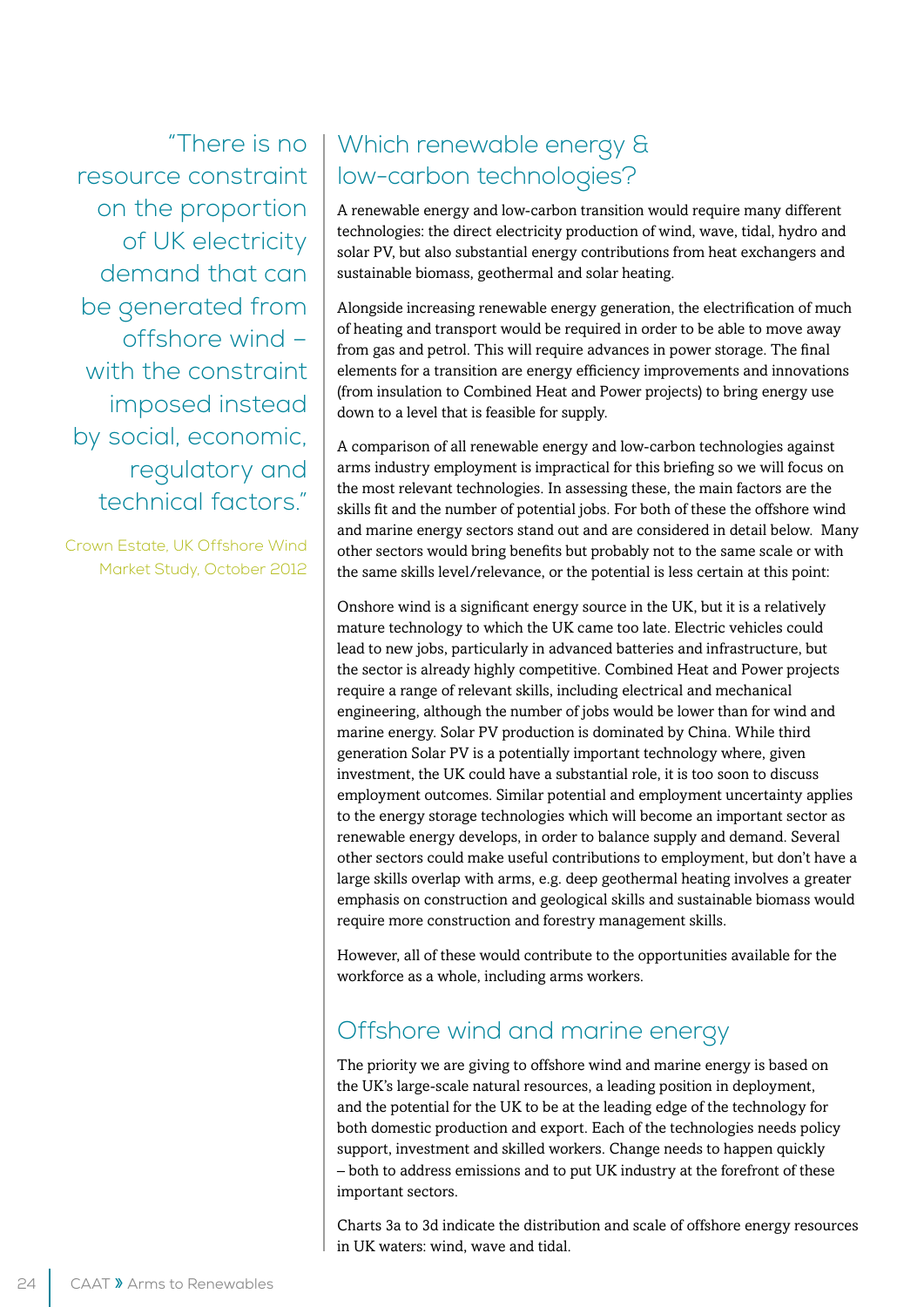> "There is no resource constraint on the proportion of UK electricity demand that can be generated from offshore wind – with the constraint imposed instead by social, economic, regulatory and technical factors."
>
> Crown Estate, UK Offshore Wind Market Study, October 2012

## Which renewable energy & low-carbon technologies?

A renewable energy and low-carbon transition would require many different technologies: the direct electricity production of wind, wave, tidal, hydro and solar PV, but also substantial energy contributions from heat exchangers and sustainable biomass, geothermal and solar heating.

Alongside increasing renewable energy generation, the electrification of much of heating and transport would be required in order to be able to move away from gas and petrol. This will require advances in power storage. The final elements for a transition are energy efficiency improvements and innovations (from insulation to Combined Heat and Power projects) to bring energy use down to a level that is feasible for supply.

A comparison of all renewable energy and low-carbon technologies against arms industry employment is impractical for this briefing so we will focus on the most relevant technologies. In assessing these, the main factors are the skills fit and the number of potential jobs. For both of these the offshore wind and marine energy sectors stand out and are considered in detail below. Many other sectors would bring benefits but probably not to the same scale or with the same skills level/relevance, or the potential is less certain at this point:

Onshore wind is a significant energy source in the UK, but it is a relatively mature technology to which the UK came too late. Electric vehicles could lead to new jobs, particularly in advanced batteries and infrastructure, but the sector is already highly competitive. Combined Heat and Power projects require a range of relevant skills, including electrical and mechanical engineering, although the number of jobs would be lower than for wind and marine energy. Solar PV production is dominated by China. While third generation Solar PV is a potentially important technology where, given investment, the UK could have a substantial role, it is too soon to discuss employment outcomes. Similar potential and employment uncertainty applies to the energy storage technologies which will become an important sector as renewable energy develops, in order to balance supply and demand. Several other sectors could make useful contributions to employment, but don't have a large skills overlap with arms, e.g. deep geothermal heating involves a greater emphasis on construction and geological skills and sustainable biomass would require more construction and forestry management skills.

However, all of these would contribute to the opportunities available for the workforce as a whole, including arms workers.

## Offshore wind and marine energy

The priority we are giving to offshore wind and marine energy is based on the UK's large-scale natural resources, a leading position in deployment, and the potential for the UK to be at the leading edge of the technology for both domestic production and export. Each of the technologies needs policy support, investment and skilled workers. Change needs to happen quickly – both to address emissions and to put UK industry at the forefront of these important sectors.

Charts 3a to 3d indicate the distribution and scale of offshore energy resources in UK waters: wind, wave and tidal.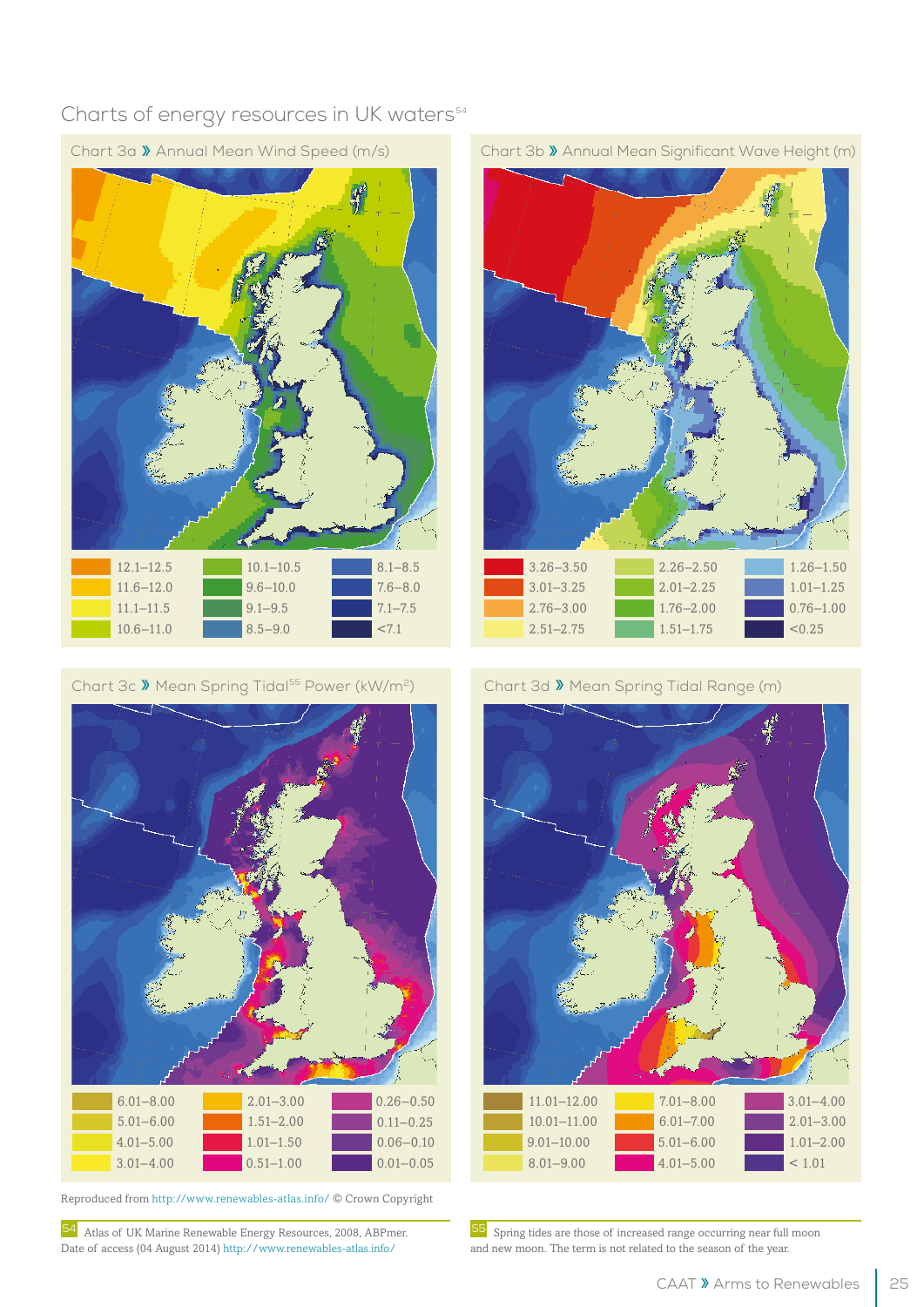## Charts of energy resources in UK waters[54]

Chart 3a » Annual Mean Wind Speed (m/s)

12.1–12.5
11.6–12.0
11.1–11.5
10.6–11.0
10.1–10.5
9.6–10.0
9.1–9.5
8.5–9.0
8.1–8.5
7.6–8.0
7.1–7.5
<7.1

Chart 3b » Annual Mean Significant Wave Height (m)

3.26–3.50
3.01–3.25
2.76–3.00
2.51–2.75
2.26–2.50
2.01–2.25
1.76–2.00
1.51–1.75
1.26–1.50
1.01–1.25
0.76–1.00
<0.25

Chart 3c » Mean Spring Tidal[55] Power (kW/m$^2$)

6.01–8.00
5.01–6.00
4.01–5.00
3.01–4.00
2.01–3.00
1.51–2.00
1.01–1.50
0.51–1.00
0.26–0.50
0.11–0.25
0.06–0.10
0.01–0.05

Chart 3d » Mean Spring Tidal Range (m)

11.01–12.00
10.01–11.00
9.01–10.00
8.01–9.00
7.01–8.00
6.01–7.00
5.01–6.00
4.01–5.00
3.01–4.00
2.01–3.00
1.01–2.00
< 1.01

Reproduced from http://www.renewables-atlas.info/ © Crown Copyright

[54] Atlas of UK Marine Renewable Energy Resources, 2008, ABPmer. Date of access (04 August 2014) http://www.renewables-atlas.info/

[55] Spring tides are those of increased range occurring near full moon and new moon. The term is not related to the season of the year.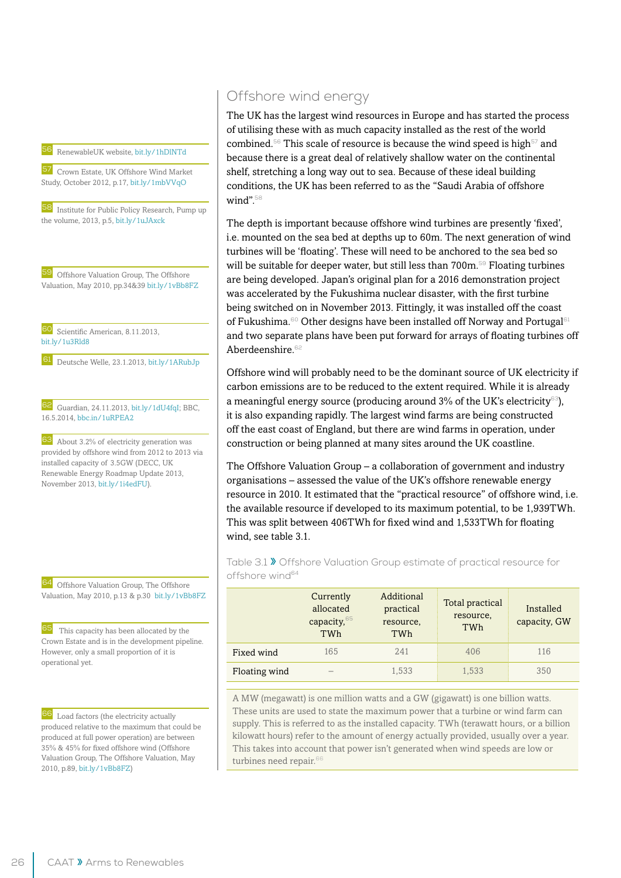## Offshore wind energy

The UK has the largest wind resources in Europe and has started the process of utilising these with as much capacity installed as the rest of the world combined.[56] This scale of resource is because the wind speed is high[57] and because there is a great deal of relatively shallow water on the continental shelf, stretching a long way out to sea. Because of these ideal building conditions, the UK has been referred to as the "Saudi Arabia of offshore wind".[58]

The depth is important because offshore wind turbines are presently 'fixed', i.e. mounted on the sea bed at depths up to 60m. The next generation of wind turbines will be 'floating'. These will need to be anchored to the sea bed so will be suitable for deeper water, but still less than 700m.[59] Floating turbines are being developed. Japan's original plan for a 2016 demonstration project was accelerated by the Fukushima nuclear disaster, with the first turbine being switched on in November 2013. Fittingly, it was installed off the coast of Fukushima.[60] Other designs have been installed off Norway and Portugal[61] and two separate plans have been put forward for arrays of floating turbines off Aberdeenshire.[62]

Offshore wind will probably need to be the dominant source of UK electricity if carbon emissions are to be reduced to the extent required. While it is already a meaningful energy source (producing around 3% of the UK's electricity[63]), it is also expanding rapidly. The largest wind farms are being constructed off the east coast of England, but there are wind farms in operation, under construction or being planned at many sites around the UK coastline.

The Offshore Valuation Group – a collaboration of government and industry organisations – assessed the value of the UK's offshore renewable energy resource in 2010. It estimated that the "practical resource" of offshore wind, i.e. the available resource if developed to its maximum potential, to be 1,939TWh. This was split between 406TWh for fixed wind and 1,533TWh for floating wind, see table 3.1.

Table 3.1 » Offshore Valuation Group estimate of practical resource for offshore wind[64]

| | Currently allocated capacity,[65] TWh | Additional practical resource, TWh | Total practical resource, TWh | Installed capacity, GW |
|---|---|---|---|---|
| Fixed wind | 165 | 241 | 406 | 116 |
| Floating wind | – | 1,533 | 1,533 | 350 |

A MW (megawatt) is one million watts and a GW (gigawatt) is one billion watts. These units are used to state the maximum power that a turbine or wind farm can supply. This is referred to as the installed capacity. TWh (terawatt hours, or a billion kilowatt hours) refer to the amount of energy actually provided, usually over a year. This takes into account that power isn't generated when wind speeds are low or turbines need repair.[66]

---

56 RenewableUK website, bit.ly/1hDlNTd

57 Crown Estate, UK Offshore Wind Market Study, October 2012, p.17, bit.ly/1mbVVqO

58 Institute for Public Policy Research, Pump up the volume, 2013, p.5, bit.ly/1uJAxck

59 Offshore Valuation Group, The Offshore Valuation, May 2010, pp.34&39 bit.ly/1vBb8FZ

60 Scientific American, 8.11.2013, bit.ly/1u3Rld8

61 Deutsche Welle, 23.1.2013, bit.ly/1ARubJp

62 Guardian, 24.11.2013, bit.ly/1dU4fqI; BBC, 16.5.2014, bbc.in/1uRPEA2

63 About 3.2% of electricity generation was provided by offshore wind from 2012 to 2013 via installed capacity of 3.5GW (DECC, UK Renewable Energy Roadmap Update 2013, November 2013, bit.ly/1i4edFU).

64 Offshore Valuation Group, The Offshore Valuation, May 2010, p.13 & p.30 bit.ly/1vBb8FZ

65 This capacity has been allocated by the Crown Estate and is in the development pipeline. However, only a small proportion of it is operational yet.

66 Load factors (the electricity actually produced relative to the maximum that could be produced at full power operation) are between 35% & 45% for fixed offshore wind (Offshore Valuation Group, The Offshore Valuation, May 2010, p.89, bit.ly/1vBb8FZ)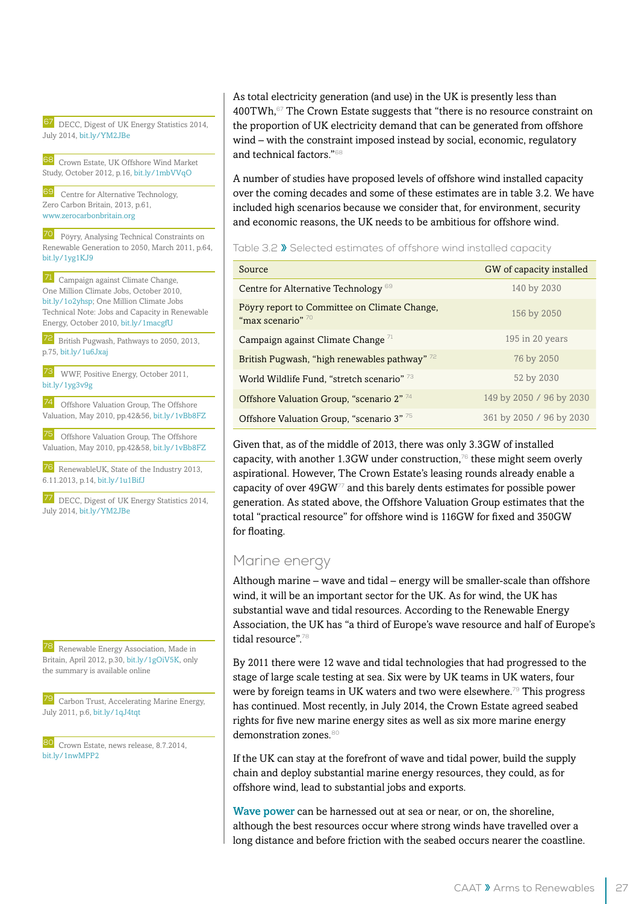As total electricity generation (and use) in the UK is presently less than 400TWh,[67] The Crown Estate suggests that "there is no resource constraint on the proportion of UK electricity demand that can be generated from offshore wind – with the constraint imposed instead by social, economic, regulatory and technical factors."[68]

A number of studies have proposed levels of offshore wind installed capacity over the coming decades and some of these estimates are in table 3.2. We have included high scenarios because we consider that, for environment, security and economic reasons, the UK needs to be ambitious for offshore wind.

Table 3.2 » Selected estimates of offshore wind installed capacity

| Source | GW of capacity installed |
|---|---|
| Centre for Alternative Technology [69] | 140 by 2030 |
| Pöyry report to Committee on Climate Change, "max scenario" [70] | 156 by 2050 |
| Campaign against Climate Change [71] | 195 in 20 years |
| British Pugwash, "high renewables pathway" [72] | 76 by 2050 |
| World Wildlife Fund, "stretch scenario" [73] | 52 by 2030 |
| Offshore Valuation Group, "scenario 2" [74] | 149 by 2050 / 96 by 2030 |
| Offshore Valuation Group, "scenario 3" [75] | 361 by 2050 / 96 by 2030 |

Given that, as of the middle of 2013, there was only 3.3GW of installed capacity, with another 1.3GW under construction,[76] these might seem overly aspirational. However, The Crown Estate's leasing rounds already enable a capacity of over 49GW[77] and this barely dents estimates for possible power generation. As stated above, the Offshore Valuation Group estimates that the total "practical resource" for offshore wind is 116GW for fixed and 350GW for floating.

## Marine energy

Although marine – wave and tidal – energy will be smaller-scale than offshore wind, it will be an important sector for the UK. As for wind, the UK has substantial wave and tidal resources. According to the Renewable Energy Association, the UK has "a third of Europe's wave resource and half of Europe's tidal resource".[78]

By 2011 there were 12 wave and tidal technologies that had progressed to the stage of large scale testing at sea. Six were by UK teams in UK waters, four were by foreign teams in UK waters and two were elsewhere.[79] This progress has continued. Most recently, in July 2014, the Crown Estate agreed seabed rights for five new marine energy sites as well as six more marine energy demonstration zones.[80]

If the UK can stay at the forefront of wave and tidal power, build the supply chain and deploy substantial marine energy resources, they could, as for offshore wind, lead to substantial jobs and exports.

**Wave power** can be harnessed out at sea or near, or on, the shoreline, although the best resources occur where strong winds have travelled over a long distance and before friction with the seabed occurs nearer the coastline.

---

67 DECC, Digest of UK Energy Statistics 2014, July 2014, bit.ly/YM2JBe

68 Crown Estate, UK Offshore Wind Market Study, October 2012, p.16, bit.ly/1mbVVqO

69 Centre for Alternative Technology, Zero Carbon Britain, 2013, p.61, www.zerocarbonbritain.org

70 Pöyry, Analysing Technical Constraints on Renewable Generation to 2050, March 2011, p.64, bit.ly/1yg1KJ9

71 Campaign against Climate Change, One Million Climate Jobs, October 2010, bit.ly/1o2yhsp; One Million Climate Jobs Technical Note: Jobs and Capacity in Renewable Energy, October 2010, bit.ly/1macgfU

72 British Pugwash, Pathways to 2050, 2013, p.75, bit.ly/1u6Jxaj

73 WWF, Positive Energy, October 2011, bit.ly/1yg3v9g

74 Offshore Valuation Group, The Offshore Valuation, May 2010, pp.42&56, bit.ly/1vBb8FZ

75 Offshore Valuation Group, The Offshore Valuation, May 2010, pp.42&58, bit.ly/1vBb8FZ

76 RenewableUK, State of the Industry 2013, 6.11.2013, p.14, bit.ly/1u1BifJ

77 DECC, Digest of UK Energy Statistics 2014, July 2014, bit.ly/YM2JBe

78 Renewable Energy Association, Made in Britain, April 2012, p.30, bit.ly/1gOiV5K, only the summary is available online

79 Carbon Trust, Accelerating Marine Energy, July 2011, p.6, bit.ly/1qJ4tqt

80 Crown Estate, news release, 8.7.2014, bit.ly/1nwMPP2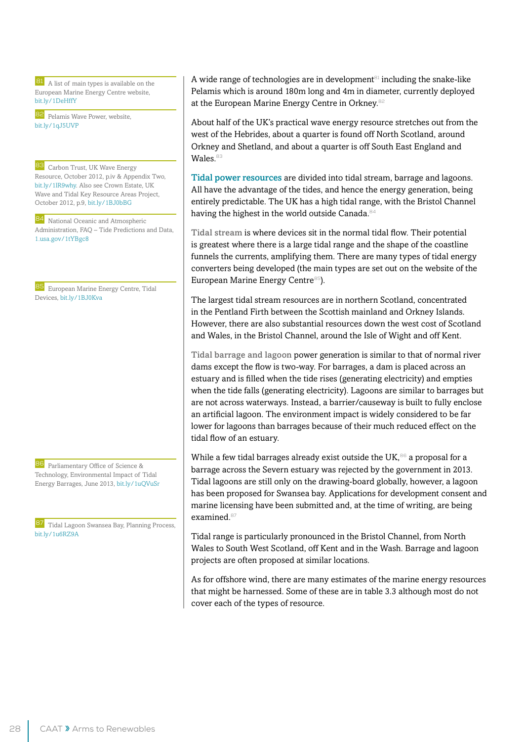A wide range of technologies are in development[81] including the snake-like Pelamis which is around 180m long and 4m in diameter, currently deployed at the European Marine Energy Centre in Orkney.[82]

About half of the UK's practical wave energy resource stretches out from the west of the Hebrides, about a quarter is found off North Scotland, around Orkney and Shetland, and about a quarter is off South East England and Wales.[83]

**Tidal power resources** are divided into tidal stream, barrage and lagoons. All have the advantage of the tides, and hence the energy generation, being entirely predictable. The UK has a high tidal range, with the Bristol Channel having the highest in the world outside Canada.[84]

**Tidal stream** is where devices sit in the normal tidal flow. Their potential is greatest where there is a large tidal range and the shape of the coastline funnels the currents, amplifying them. There are many types of tidal energy converters being developed (the main types are set out on the website of the European Marine Energy Centre[85]).

The largest tidal stream resources are in northern Scotland, concentrated in the Pentland Firth between the Scottish mainland and Orkney Islands. However, there are also substantial resources down the west cost of Scotland and Wales, in the Bristol Channel, around the Isle of Wight and off Kent.

**Tidal barrage and lagoon** power generation is similar to that of normal river dams except the flow is two-way. For barrages, a dam is placed across an estuary and is filled when the tide rises (generating electricity) and empties when the tide falls (generating electricity). Lagoons are similar to barrages but are not across waterways. Instead, a barrier/causeway is built to fully enclose an artificial lagoon. The environment impact is widely considered to be far lower for lagoons than barrages because of their much reduced effect on the tidal flow of an estuary.

While a few tidal barrages already exist outside the UK,[86] a proposal for a barrage across the Severn estuary was rejected by the government in 2013. Tidal lagoons are still only on the drawing-board globally, however, a lagoon has been proposed for Swansea bay. Applications for development consent and marine licensing have been submitted and, at the time of writing, are being examined.[87]

Tidal range is particularly pronounced in the Bristol Channel, from North Wales to South West Scotland, off Kent and in the Wash. Barrage and lagoon projects are often proposed at similar locations.

As for offshore wind, there are many estimates of the marine energy resources that might be harnessed. Some of these are in table 3.3 although most do not cover each of the types of resource.

---

81 A list of main types is available on the European Marine Energy Centre website, bit.ly/1DeHfY

82 Pelamis Wave Power, website, bit.ly/1qJ5UVP

83 Carbon Trust, UK Wave Energy Resource, October 2012, p.iv & Appendix Two, bit.ly/1lR9why. Also see Crown Estate, UK Wave and Tidal Key Resource Areas Project, October 2012, p.9, bit.ly/1BJ0bBG

84 National Oceanic and Atmospheric Administration, FAQ – Tide Predictions and Data, 1.usa.gov/1tYBgc8

85 European Marine Energy Centre, Tidal Devices, bit.ly/1BJ0Kva

86 Parliamentary Office of Science & Technology, Environmental Impact of Tidal Energy Barrages, June 2013, bit.ly/1uQVuSr

87 Tidal Lagoon Swansea Bay, Planning Process, bit.ly/1u6RZ9A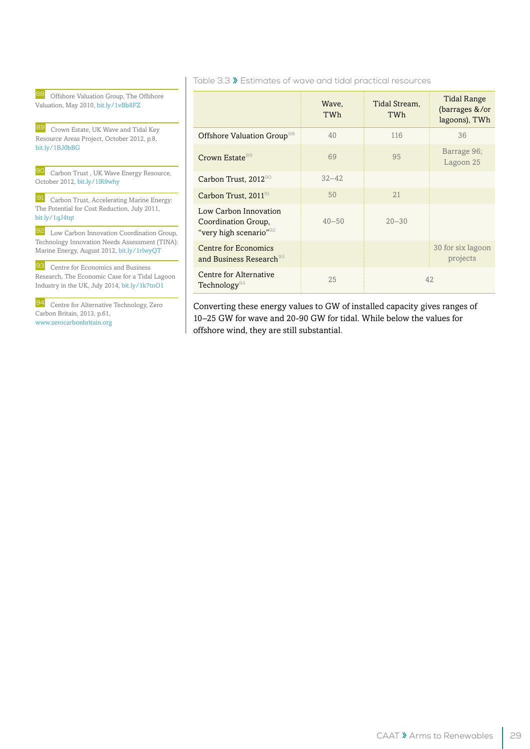Table 3.3 » Estimates of wave and tidal practical resources

| | Wave, TWh | Tidal Stream, TWh | Tidal Range (barrages &/or lagoons), TWh |
|---|---|---|---|
| Offshore Valuation Group[88] | 40 | 116 | 36 |
| Crown Estate[89] | 69 | 95 | Barrage 96; Lagoon 25 |
| Carbon Trust, 2012[90] | 32–42 | | |
| Carbon Trust, 2011[91] | 50 | 21 | |
| Low Carbon Innovation Coordination Group, "very high scenario"[92] | 40–50 | 20–30 | |
| Centre for Economics and Business Research[93] | | | 30 for six lagoon projects |
| Centre for Alternative Technology[94] | 25 | 42 | |

Converting these energy values to GW of installed capacity gives ranges of 10–25 GW for wave and 20-90 GW for tidal. While below the values for offshore wind, they are still substantial.

88 Offshore Valuation Group, The Offshore Valuation, May 2010, bit.ly/1vBb8FZ

89 Crown Estate, UK Wave and Tidal Key Resource Areas Project, October 2012, p.8, bit.ly/1BJ0bBG

90 Carbon Trust , UK Wave Energy Resource, October 2012, bit.ly/1lR9why

91 Carbon Trust, Accelerating Marine Energy: The Potential for Cost Reduction, July 2011, bit.ly/1qJ4tqt

92 Low Carbon Innovation Coordination Group, Technology Innovation Needs Assessment (TINA): Marine Energy, August 2012, bit.ly/1rlwyQT

93 Centre for Economics and Business Research, The Economic Case for a Tidal Lagoon Industry in the UK, July 2014, bit.ly/1k7tnO1

94 Centre for Alternative Technology, Zero Carbon Britain, 2013, p.61, www.zerocarbonbritain.org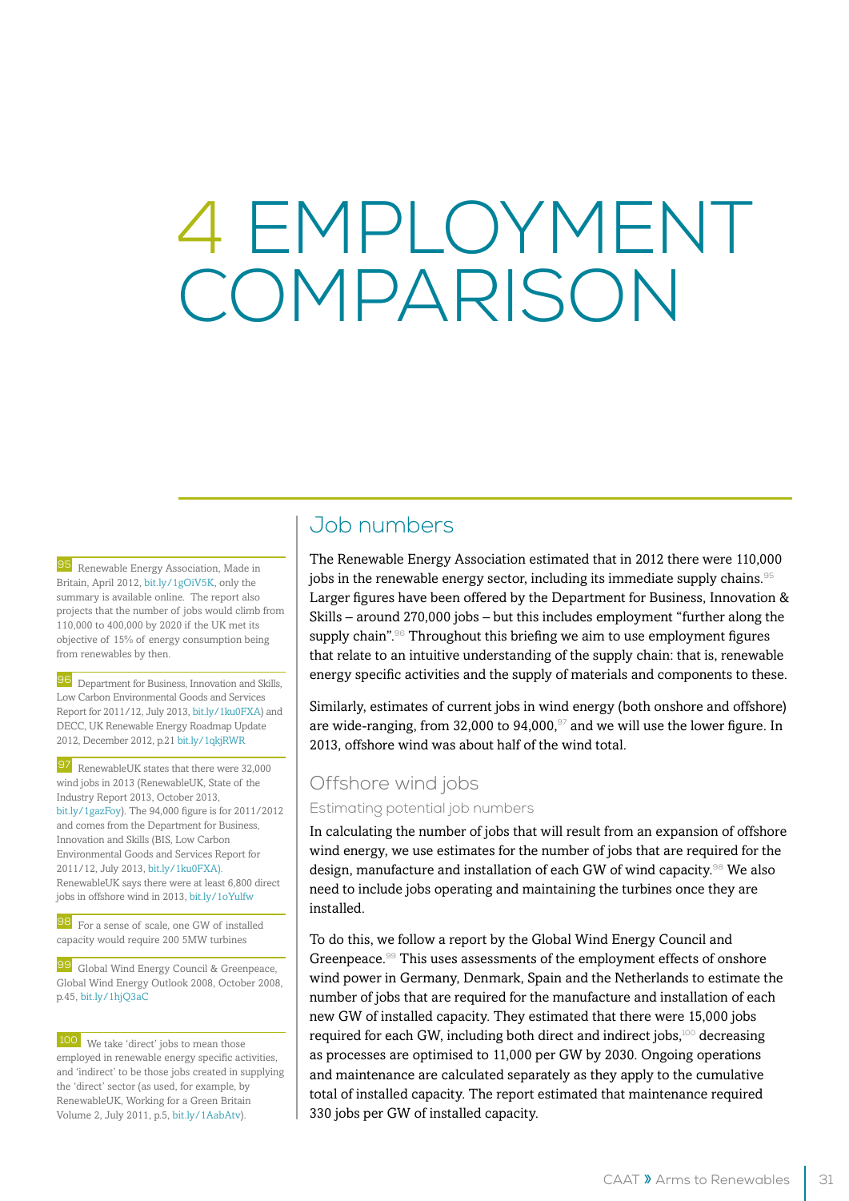# 4 EMPLOYMENT COMPARISON

## Job numbers

The Renewable Energy Association estimated that in 2012 there were 110,000 jobs in the renewable energy sector, including its immediate supply chains.[95] Larger figures have been offered by the Department for Business, Innovation & Skills – around 270,000 jobs – but this includes employment "further along the supply chain".[96] Throughout this briefing we aim to use employment figures that relate to an intuitive understanding of the supply chain: that is, renewable energy specific activities and the supply of materials and components to these.

Similarly, estimates of current jobs in wind energy (both onshore and offshore) are wide-ranging, from 32,000 to 94,000,[97] and we will use the lower figure. In 2013, offshore wind was about half of the wind total.

### Offshore wind jobs

#### Estimating potential job numbers

In calculating the number of jobs that will result from an expansion of offshore wind energy, we use estimates for the number of jobs that are required for the design, manufacture and installation of each GW of wind capacity.[98] We also need to include jobs operating and maintaining the turbines once they are installed.

To do this, we follow a report by the Global Wind Energy Council and Greenpeace.[99] This uses assessments of the employment effects of onshore wind power in Germany, Denmark, Spain and the Netherlands to estimate the number of jobs that are required for the manufacture and installation of each new GW of installed capacity. They estimated that there were 15,000 jobs required for each GW, including both direct and indirect jobs,[100] decreasing as processes are optimised to 11,000 per GW by 2030. Ongoing operations and maintenance are calculated separately as they apply to the cumulative total of installed capacity. The report estimated that maintenance required 330 jobs per GW of installed capacity.

---

95 Renewable Energy Association, Made in Britain, April 2012, bit.ly/1gOiV5K, only the summary is available online. The report also projects that the number of jobs would climb from 110,000 to 400,000 by 2020 if the UK met its objective of 15% of energy consumption being from renewables by then.

96 Department for Business, Innovation and Skills, Low Carbon Environmental Goods and Services Report for 2011/12, July 2013, bit.ly/1ku0FXA) and DECC, UK Renewable Energy Roadmap Update 2012, December 2012, p.21 bit.ly/1qkjRWR

97 RenewableUK states that there were 32,000 wind jobs in 2013 (RenewableUK, State of the Industry Report 2013, October 2013, bit.ly/1gazFoy). The 94,000 figure is for 2011/2012 and comes from the Department for Business, Innovation and Skills (BIS, Low Carbon Environmental Goods and Services Report for 2011/12, July 2013, bit.ly/1ku0FXA). RenewableUK says there were at least 6,800 direct jobs in offshore wind in 2013, bit.ly/1oYulfw

98 For a sense of scale, one GW of installed capacity would require 200 5MW turbines

99 Global Wind Energy Council & Greenpeace, Global Wind Energy Outlook 2008, October 2008, p.45, bit.ly/1hjQ3aC

100 We take 'direct' jobs to mean those employed in renewable energy specific activities, and 'indirect' to be those jobs created in supplying the 'direct' sector (as used, for example, by RenewableUK, Working for a Green Britain Volume 2, July 2011, p.5, bit.ly/1AabAtv).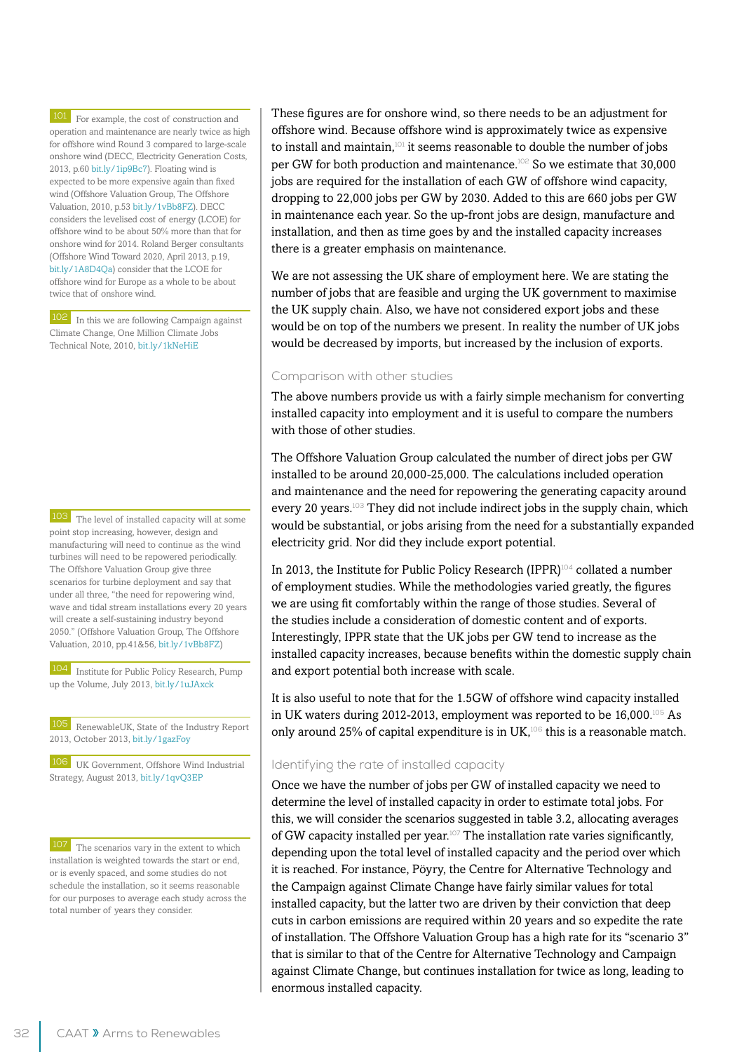These figures are for onshore wind, so there needs to be an adjustment for offshore wind. Because offshore wind is approximately twice as expensive to install and maintain,[101] it seems reasonable to double the number of jobs per GW for both production and maintenance.[102] So we estimate that 30,000 jobs are required for the installation of each GW of offshore wind capacity, dropping to 22,000 jobs per GW by 2030. Added to this are 660 jobs per GW in maintenance each year. So the up-front jobs are design, manufacture and installation, and then as time goes by and the installed capacity increases there is a greater emphasis on maintenance.

We are not assessing the UK share of employment here. We are stating the number of jobs that are feasible and urging the UK government to maximise the UK supply chain. Also, we have not considered export jobs and these would be on top of the numbers we present. In reality the number of UK jobs would be decreased by imports, but increased by the inclusion of exports.

### Comparison with other studies

The above numbers provide us with a fairly simple mechanism for converting installed capacity into employment and it is useful to compare the numbers with those of other studies.

The Offshore Valuation Group calculated the number of direct jobs per GW installed to be around 20,000-25,000. The calculations included operation and maintenance and the need for repowering the generating capacity around every 20 years.[103] They did not include indirect jobs in the supply chain, which would be substantial, or jobs arising from the need for a substantially expanded electricity grid. Nor did they include export potential.

In 2013, the Institute for Public Policy Research (IPPR)[104] collated a number of employment studies. While the methodologies varied greatly, the figures we are using fit comfortably within the range of those studies. Several of the studies include a consideration of domestic content and of exports. Interestingly, IPPR state that the UK jobs per GW tend to increase as the installed capacity increases, because benefits within the domestic supply chain and export potential both increase with scale.

It is also useful to note that for the 1.5GW of offshore wind capacity installed in UK waters during 2012-2013, employment was reported to be 16,000.[105] As only around 25% of capital expenditure is in UK,[106] this is a reasonable match.

### Identifying the rate of installed capacity

Once we have the number of jobs per GW of installed capacity we need to determine the level of installed capacity in order to estimate total jobs. For this, we will consider the scenarios suggested in table 3.2, allocating averages of GW capacity installed per year.[107] The installation rate varies significantly, depending upon the total level of installed capacity and the period over which it is reached. For instance, Pöyry, the Centre for Alternative Technology and the Campaign against Climate Change have fairly similar values for total installed capacity, but the latter two are driven by their conviction that deep cuts in carbon emissions are required within 20 years and so expedite the rate of installation. The Offshore Valuation Group has a high rate for its "scenario 3" that is similar to that of the Centre for Alternative Technology and Campaign against Climate Change, but continues installation for twice as long, leading to enormous installed capacity.

---

101 For example, the cost of construction and operation and maintenance are nearly twice as high for offshore wind Round 3 compared to large-scale onshore wind (DECC, Electricity Generation Costs, 2013, p.60 bit.ly/1ip9Bc7). Floating wind is expected to be more expensive again than fixed wind (Offshore Valuation Group, The Offshore Valuation, 2010, p.53 bit.ly/1vBb8FZ). DECC considers the levelised cost of energy (LCOE) for offshore wind to be about 50% more than that for onshore wind for 2014. Roland Berger consultants (Offshore Wind Toward 2020, April 2013, p.19, bit.ly/1A8D4Qa) consider that the LCOE for offshore wind for Europe as a whole to be about twice that of onshore wind.

102 In this we are following Campaign against Climate Change, One Million Climate Jobs Technical Note, 2010, bit.ly/1kNeHiE

103 The level of installed capacity will at some point stop increasing, however, design and manufacturing will need to continue as the wind turbines will need to be repowered periodically. The Offshore Valuation Group give three scenarios for turbine deployment and say that under all three, "the need for repowering wind, wave and tidal stream installations every 20 years will create a self-sustaining industry beyond 2050." (Offshore Valuation Group, The Offshore Valuation, 2010, pp.41&56, bit.ly/1vBb8FZ)

104 Institute for Public Policy Research, Pump up the Volume, July 2013, bit.ly/1uJAxck

105 RenewableUK, State of the Industry Report 2013, October 2013, bit.ly/1gazFoy

106 UK Government, Offshore Wind Industrial Strategy, August 2013, bit.ly/1qvQ3EP

107 The scenarios vary in the extent to which installation is weighted towards the start or end, or is evenly spaced, and some studies do not schedule the installation, so it seems reasonable for our purposes to average each study across the total number of years they consider.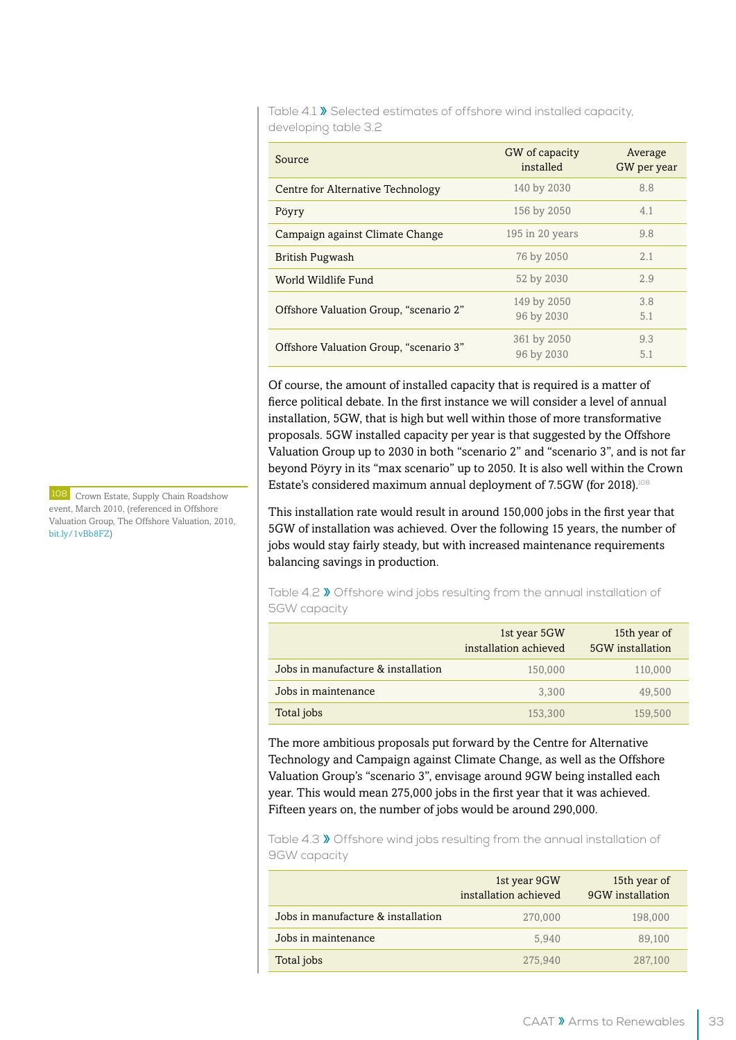Table 4.1 » Selected estimates of offshore wind installed capacity, developing table 3.2

| Source | GW of capacity installed | Average GW per year |
|---|---|---|
| Centre for Alternative Technology | 140 by 2030 | 8.8 |
| Pöyry | 156 by 2050 | 4.1 |
| Campaign against Climate Change | 195 in 20 years | 9.8 |
| British Pugwash | 76 by 2050 | 2.1 |
| World Wildlife Fund | 52 by 2030 | 2.9 |
| Offshore Valuation Group, "scenario 2" | 149 by 2050<br>96 by 2030 | 3.8<br>5.1 |
| Offshore Valuation Group, "scenario 3" | 361 by 2050<br>96 by 2030 | 9.3<br>5.1 |

Of course, the amount of installed capacity that is required is a matter of fierce political debate. In the first instance we will consider a level of annual installation, 5GW, that is high but well within those of more transformative proposals. 5GW installed capacity per year is that suggested by the Offshore Valuation Group up to 2030 in both "scenario 2" and "scenario 3", and is not far beyond Pöyry in its "max scenario" up to 2050. It is also well within the Crown Estate's considered maximum annual deployment of 7.5GW (for 2018).[108]

This installation rate would result in around 150,000 jobs in the first year that 5GW of installation was achieved. Over the following 15 years, the number of jobs would stay fairly steady, but with increased maintenance requirements balancing savings in production.

Table 4.2 » Offshore wind jobs resulting from the annual installation of 5GW capacity

| | 1st year 5GW installation achieved | 15th year of 5GW installation |
|---|---|---|
| Jobs in manufacture & installation | 150,000 | 110,000 |
| Jobs in maintenance | 3,300 | 49,500 |
| Total jobs | 153,300 | 159,500 |

The more ambitious proposals put forward by the Centre for Alternative Technology and Campaign against Climate Change, as well as the Offshore Valuation Group's "scenario 3", envisage around 9GW being installed each year. This would mean 275,000 jobs in the first year that it was achieved. Fifteen years on, the number of jobs would be around 290,000.

Table 4.3 » Offshore wind jobs resulting from the annual installation of 9GW capacity

| | 1st year 9GW installation achieved | 15th year of 9GW installation |
|---|---|---|
| Jobs in manufacture & installation | 270,000 | 198,000 |
| Jobs in maintenance | 5,940 | 89,100 |
| Total jobs | 275,940 | 287,100 |

[108] Crown Estate, Supply Chain Roadshow event, March 2010, (referenced in Offshore Valuation Group, The Offshore Valuation, 2010, bit.ly/1vBb8FZ)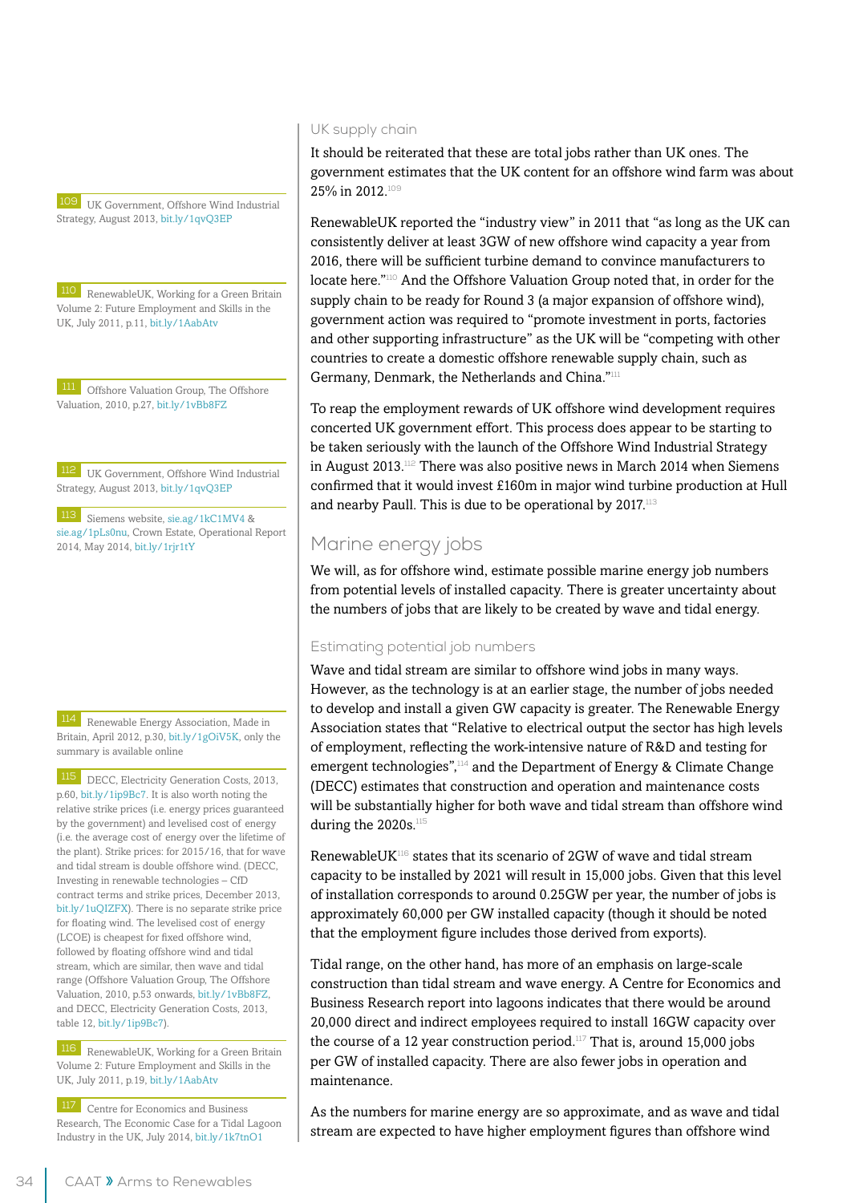### UK supply chain

It should be reiterated that these are total jobs rather than UK ones. The government estimates that the UK content for an offshore wind farm was about 25% in 2012.[109]

RenewableUK reported the "industry view" in 2011 that "as long as the UK can consistently deliver at least 3GW of new offshore wind capacity a year from 2016, there will be sufficient turbine demand to convince manufacturers to locate here."[110] And the Offshore Valuation Group noted that, in order for the supply chain to be ready for Round 3 (a major expansion of offshore wind), government action was required to "promote investment in ports, factories and other supporting infrastructure" as the UK will be "competing with other countries to create a domestic offshore renewable supply chain, such as Germany, Denmark, the Netherlands and China."[111]

To reap the employment rewards of UK offshore wind development requires concerted UK government effort. This process does appear to be starting to be taken seriously with the launch of the Offshore Wind Industrial Strategy in August 2013.[112] There was also positive news in March 2014 when Siemens confirmed that it would invest £160m in major wind turbine production at Hull and nearby Paull. This is due to be operational by 2017.[113]

## Marine energy jobs

We will, as for offshore wind, estimate possible marine energy job numbers from potential levels of installed capacity. There is greater uncertainty about the numbers of jobs that are likely to be created by wave and tidal energy.

### Estimating potential job numbers

Wave and tidal stream are similar to offshore wind jobs in many ways. However, as the technology is at an earlier stage, the number of jobs needed to develop and install a given GW capacity is greater. The Renewable Energy Association states that "Relative to electrical output the sector has high levels of employment, reflecting the work-intensive nature of R&D and testing for emergent technologies",[114] and the Department of Energy & Climate Change (DECC) estimates that construction and operation and maintenance costs will be substantially higher for both wave and tidal stream than offshore wind during the 2020s.[115]

RenewableUK[116] states that its scenario of 2GW of wave and tidal stream capacity to be installed by 2021 will result in 15,000 jobs. Given that this level of installation corresponds to around 0.25GW per year, the number of jobs is approximately 60,000 per GW installed capacity (though it should be noted that the employment figure includes those derived from exports).

Tidal range, on the other hand, has more of an emphasis on large-scale construction than tidal stream and wave energy. A Centre for Economics and Business Research report into lagoons indicates that there would be around 20,000 direct and indirect employees required to install 16GW capacity over the course of a 12 year construction period.[117] That is, around 15,000 jobs per GW of installed capacity. There are also fewer jobs in operation and maintenance.

As the numbers for marine energy are so approximate, and as wave and tidal stream are expected to have higher employment figures than offshore wind

---

109 UK Government, Offshore Wind Industrial Strategy, August 2013, bit.ly/1qvQ3EP

110 RenewableUK, Working for a Green Britain Volume 2: Future Employment and Skills in the UK, July 2011, p.11, bit.ly/1AabAtv

111 Offshore Valuation Group, The Offshore Valuation, 2010, p.27, bit.ly/1vBb8FZ

112 UK Government, Offshore Wind Industrial Strategy, August 2013, bit.ly/1qvQ3EP

113 Siemens website, sie.ag/1kC1MV4 & sie.ag/1pLs0nu, Crown Estate, Operational Report 2014, May 2014, bit.ly/1rjr1tY

114 Renewable Energy Association, Made in Britain, April 2012, p.30, bit.ly/1gOiV5K, only the summary is available online

115 DECC, Electricity Generation Costs, 2013, p.60, bit.ly/1ip9Bc7. It is also worth noting the relative strike prices (i.e. energy prices guaranteed by the government) and levelised cost of energy (i.e. the average cost of energy over the lifetime of the plant). Strike prices: for 2015/16, that for wave and tidal stream is double offshore wind. (DECC, Investing in renewable technologies – CfD contract terms and strike prices, December 2013, bit.ly/1uQIZFX). There is no separate strike price for floating wind. The levelised cost of energy (LCOE) is cheapest for fixed offshore wind, followed by floating offshore wind and tidal stream, which are similar, then wave and tidal range (Offshore Valuation Group, The Offshore Valuation, 2010, p.53 onwards, bit.ly/1vBb8FZ, and DECC, Electricity Generation Costs, 2013, table 12, bit.ly/1ip9Bc7).

116 RenewableUK, Working for a Green Britain Volume 2: Future Employment and Skills in the UK, July 2011, p.19, bit.ly/1AabAtv

117 Centre for Economics and Business Research, The Economic Case for a Tidal Lagoon Industry in the UK, July 2014, bit.ly/1k7tnO1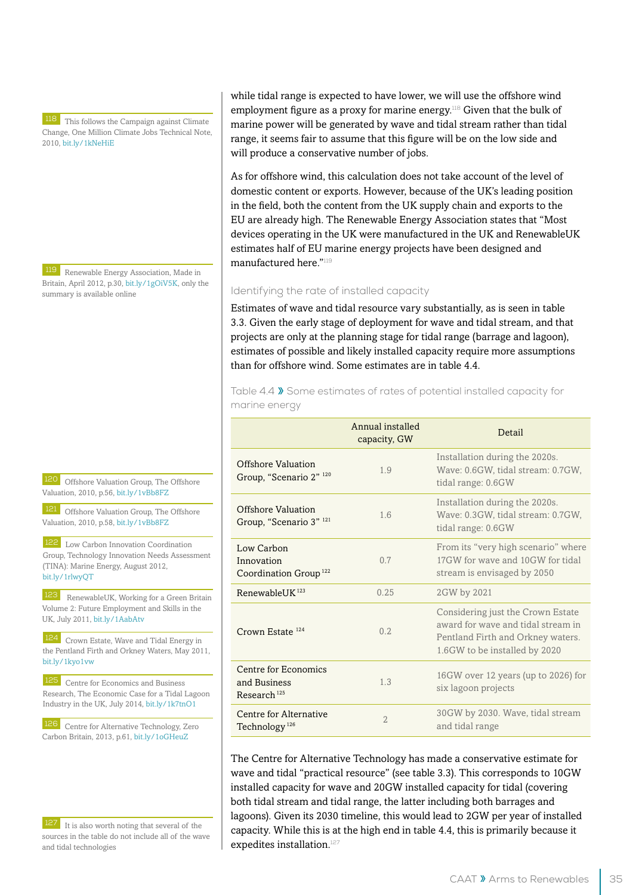while tidal range is expected to have lower, we will use the offshore wind employment figure as a proxy for marine energy.[118] Given that the bulk of marine power will be generated by wave and tidal stream rather than tidal range, it seems fair to assume that this figure will be on the low side and will produce a conservative number of jobs.

As for offshore wind, this calculation does not take account of the level of domestic content or exports. However, because of the UK's leading position in the field, both the content from the UK supply chain and exports to the EU are already high. The Renewable Energy Association states that "Most devices operating in the UK were manufactured in the UK and RenewableUK estimates half of EU marine energy projects have been designed and manufactured here."[119]

### Identifying the rate of installed capacity

Estimates of wave and tidal resource vary substantially, as is seen in table 3.3. Given the early stage of deployment for wave and tidal stream, and that projects are only at the planning stage for tidal range (barrage and lagoon), estimates of possible and likely installed capacity require more assumptions than for offshore wind. Some estimates are in table 4.4.

Table 4.4 » Some estimates of rates of potential installed capacity for marine energy

| | Annual installed capacity, GW | Detail |
|---|---|---|
| Offshore Valuation Group, "Scenario 2" [120] | 1.9 | Installation during the 2020s. Wave: 0.6GW, tidal stream: 0.7GW, tidal range: 0.6GW |
| Offshore Valuation Group, "Scenario 3" [121] | 1.6 | Installation during the 2020s. Wave: 0.3GW, tidal stream: 0.7GW, tidal range: 0.6GW |
| Low Carbon Innovation Coordination Group [122] | 0.7 | From its "very high scenario" where 17GW for wave and 10GW for tidal stream is envisaged by 2050 |
| RenewableUK [123] | 0.25 | 2GW by 2021 |
| Crown Estate [124] | 0.2 | Considering just the Crown Estate award for wave and tidal stream in Pentland Firth and Orkney waters. 1.6GW to be installed by 2020 |
| Centre for Economics and Business Research [125] | 1.3 | 16GW over 12 years (up to 2026) for six lagoon projects |
| Centre for Alternative Technology [126] | 2 | 30GW by 2030. Wave, tidal stream and tidal range |

The Centre for Alternative Technology has made a conservative estimate for wave and tidal "practical resource" (see table 3.3). This corresponds to 10GW installed capacity for wave and 20GW installed capacity for tidal (covering both tidal stream and tidal range, the latter including both barrages and lagoons). Given its 2030 timeline, this would lead to 2GW per year of installed capacity. While this is at the high end in table 4.4, this is primarily because it expedites installation.[127]

---

118 This follows the Campaign against Climate Change, One Million Climate Jobs Technical Note, 2010, bit.ly/1kNeHiE

119 Renewable Energy Association, Made in Britain, April 2012, p.30, bit.ly/1gOiV5K, only the summary is available online

120 Offshore Valuation Group, The Offshore Valuation, 2010, p.56, bit.ly/1vBb8FZ

121 Offshore Valuation Group, The Offshore Valuation, 2010, p.58, bit.ly/1vBb8FZ

122 Low Carbon Innovation Coordination Group, Technology Innovation Needs Assessment (TINA): Marine Energy, August 2012, bit.ly/1rlwyQT

123 RenewableUK, Working for a Green Britain Volume 2: Future Employment and Skills in the UK, July 2011, bit.ly/1AabAtv

124 Crown Estate, Wave and Tidal Energy in the Pentland Firth and Orkney Waters, May 2011, bit.ly/1kyo1vw

125 Centre for Economics and Business Research, The Economic Case for a Tidal Lagoon Industry in the UK, July 2014, bit.ly/1k7tnO1

126 Centre for Alternative Technology, Zero Carbon Britain, 2013, p.61, bit.ly/1oGHeuZ

127 It is also worth noting that several of the sources in the table do not include all of the wave and tidal technologies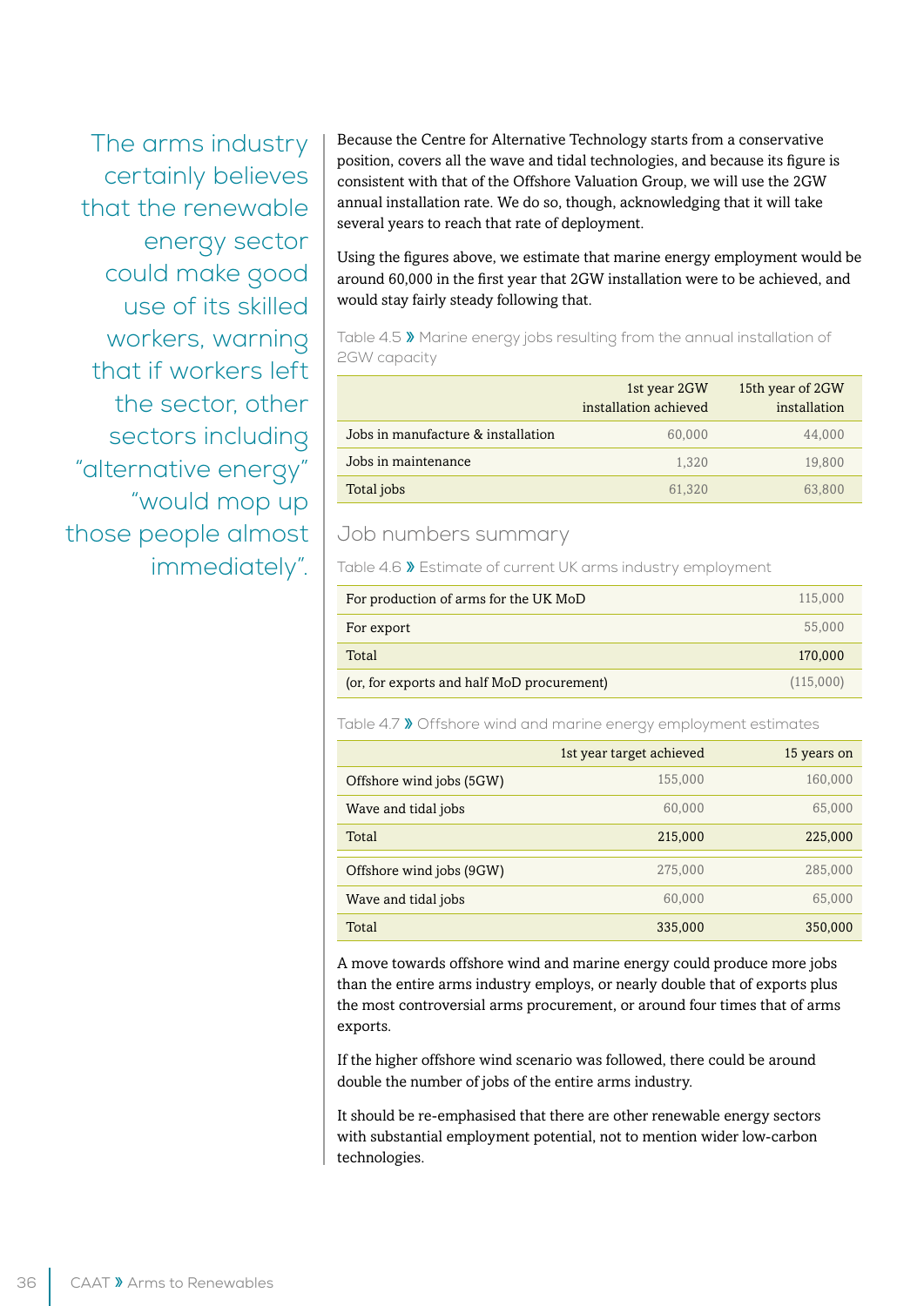> The arms industry certainly believes that the renewable energy sector could make good use of its skilled workers, warning that if workers left the sector, other sectors including "alternative energy" "would mop up those people almost immediately".

Because the Centre for Alternative Technology starts from a conservative position, covers all the wave and tidal technologies, and because its figure is consistent with that of the Offshore Valuation Group, we will use the 2GW annual installation rate. We do so, though, acknowledging that it will take several years to reach that rate of deployment.

Using the figures above, we estimate that marine energy employment would be around 60,000 in the first year that 2GW installation were to be achieved, and would stay fairly steady following that.

Table 4.5 » Marine energy jobs resulting from the annual installation of 2GW capacity

| | 1st year 2GW installation achieved | 15th year of 2GW installation |
|---|---|---|
| Jobs in manufacture & installation | 60,000 | 44,000 |
| Jobs in maintenance | 1,320 | 19,800 |
| Total jobs | 61,320 | 63,800 |

## Job numbers summary

Table 4.6 » Estimate of current UK arms industry employment

| | |
|---|---|
| For production of arms for the UK MoD | 115,000 |
| For export | 55,000 |
| Total | 170,000 |
| (or, for exports and half MoD procurement) | (115,000) |

Table 4.7 » Offshore wind and marine energy employment estimates

| | 1st year target achieved | 15 years on |
|---|---|---|
| Offshore wind jobs (5GW) | 155,000 | 160,000 |
| Wave and tidal jobs | 60,000 | 65,000 |
| Total | 215,000 | 225,000 |
| Offshore wind jobs (9GW) | 275,000 | 285,000 |
| Wave and tidal jobs | 60,000 | 65,000 |
| Total | 335,000 | 350,000 |

A move towards offshore wind and marine energy could produce more jobs than the entire arms industry employs, or nearly double that of exports plus the most controversial arms procurement, or around four times that of arms exports.

If the higher offshore wind scenario was followed, there could be around double the number of jobs of the entire arms industry.

It should be re-emphasised that there are other renewable energy sectors with substantial employment potential, not to mention wider low-carbon technologies.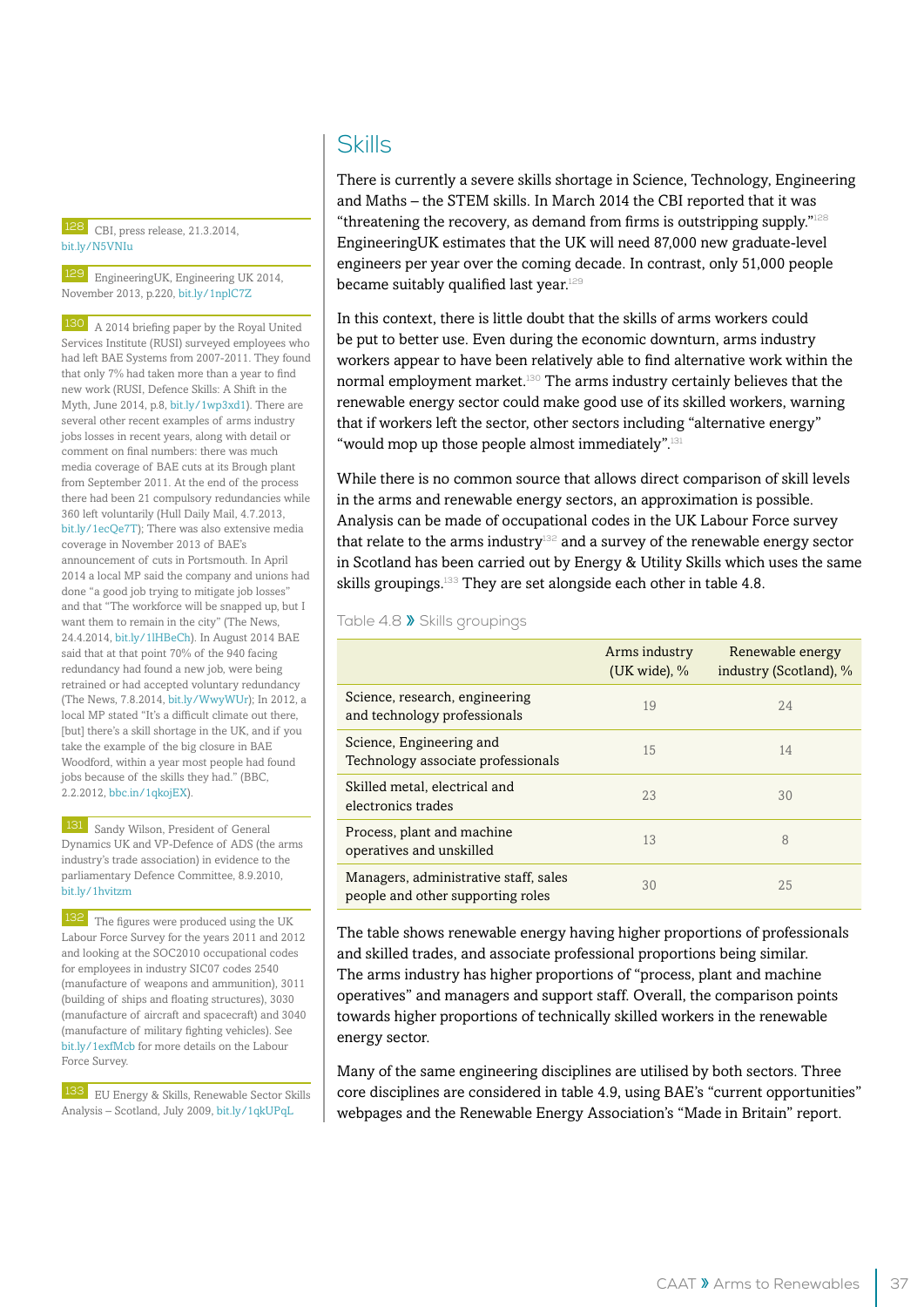## Skills

There is currently a severe skills shortage in Science, Technology, Engineering and Maths – the STEM skills. In March 2014 the CBI reported that it was "threatening the recovery, as demand from firms is outstripping supply."[128] EngineeringUK estimates that the UK will need 87,000 new graduate-level engineers per year over the coming decade. In contrast, only 51,000 people became suitably qualified last year.[129]

In this context, there is little doubt that the skills of arms workers could be put to better use. Even during the economic downturn, arms industry workers appear to have been relatively able to find alternative work within the normal employment market.[130] The arms industry certainly believes that the renewable energy sector could make good use of its skilled workers, warning that if workers left the sector, other sectors including "alternative energy" "would mop up those people almost immediately".[131]

While there is no common source that allows direct comparison of skill levels in the arms and renewable energy sectors, an approximation is possible. Analysis can be made of occupational codes in the UK Labour Force survey that relate to the arms industry[132] and a survey of the renewable energy sector in Scotland has been carried out by Energy & Utility Skills which uses the same skills groupings.[133] They are set alongside each other in table 4.8.

Table 4.8 » Skills groupings

| | Arms industry (UK wide), % | Renewable energy industry (Scotland), % |
|---|---|---|
| Science, research, engineering and technology professionals | 19 | 24 |
| Science, Engineering and Technology associate professionals | 15 | 14 |
| Skilled metal, electrical and electronics trades | 23 | 30 |
| Process, plant and machine operatives and unskilled | 13 | 8 |
| Managers, administrative staff, sales people and other supporting roles | 30 | 25 |

The table shows renewable energy having higher proportions of professionals and skilled trades, and associate professional proportions being similar. The arms industry has higher proportions of "process, plant and machine operatives" and managers and support staff. Overall, the comparison points towards higher proportions of technically skilled workers in the renewable energy sector.

Many of the same engineering disciplines are utilised by both sectors. Three core disciplines are considered in table 4.9, using BAE's "current opportunities" webpages and the Renewable Energy Association's "Made in Britain" report.

---

128 CBI, press release, 21.3.2014, bit.ly/N5VNIu

129 EngineeringUK, Engineering UK 2014, November 2013, p.220, bit.ly/1nplC7Z

130 A 2014 briefing paper by the Royal United Services Institute (RUSI) surveyed employees who had left BAE Systems from 2007-2011. They found that only 7% had taken more than a year to find new work (RUSI, Defence Skills: A Shift in the Myth, June 2014, p.8, bit.ly/1wp3xd1). There are several other recent examples of arms industry jobs losses in recent years, along with detail or comment on final numbers: there was much media coverage of BAE cuts at its Brough plant from September 2011. At the end of the process there had been 21 compulsory redundancies while 360 left voluntarily (Hull Daily Mail, 4.7.2013, bit.ly/1ecQe7T); There was also extensive media coverage in November 2013 of BAE's announcement of cuts in Portsmouth. In April 2014 a local MP said the company and unions had done "a good job trying to mitigate job losses" and that "The workforce will be snapped up, but I want them to remain in the city" (The News, 24.4.2014, bit.ly/1lHBeCh). In August 2014 BAE said that at that point 70% of the 940 facing redundancy had found a new job, were being retrained or had accepted voluntary redundancy (The News, 7.8.2014, bit.ly/WwyWUr); In 2012, a local MP stated "It's a difficult climate out there, [but] there's a skill shortage in the UK, and if you take the example of the big closure in BAE Woodford, within a year most people had found jobs because of the skills they had." (BBC, 2.2.2012, bbc.in/1qkojEX).

131 Sandy Wilson, President of General Dynamics UK and VP-Defence of ADS (the arms industry's trade association) in evidence to the parliamentary Defence Committee, 8.9.2010, bit.ly/1hvitzm

132 The figures were produced using the UK Labour Force Survey for the years 2011 and 2012 and looking at the SOC2010 occupational codes for employees in industry SIC07 codes 2540 (manufacture of weapons and ammunition), 3011 (building of ships and floating structures), 3030 (manufacture of aircraft and spacecraft) and 3040 (manufacture of military fighting vehicles). See bit.ly/1exfMcb for more details on the Labour Force Survey.

133 EU Energy & Skills, Renewable Sector Skills Analysis – Scotland, July 2009, bit.ly/1qkUPqL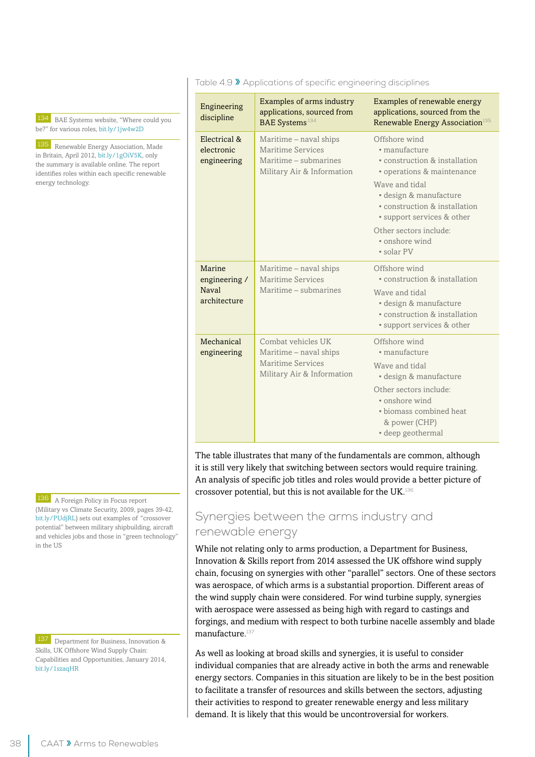Table 4.9 » Applications of specific engineering disciplines

| Engineering discipline | Examples of arms industry applications, sourced from BAE Systems[134] | Examples of renewable energy applications, sourced from the Renewable Energy Association[135] |
|---|---|---|
| Electrical & electronic engineering | Maritime – naval ships<br>Maritime Services<br>Maritime – submarines<br>Military Air & Information | Offshore wind<br>• manufacture<br>• construction & installation<br>• operations & maintenance<br>Wave and tidal<br>• design & manufacture<br>• construction & installation<br>• support services & other<br>Other sectors include:<br>• onshore wind<br>• solar PV |
| Marine engineering / Naval architecture | Maritime – naval ships<br>Maritime Services<br>Maritime – submarines | Offshore wind<br>• construction & installation<br>Wave and tidal<br>• design & manufacture<br>• construction & installation<br>• support services & other |
| Mechanical engineering | Combat vehicles UK<br>Maritime – naval ships<br>Maritime Services<br>Military Air & Information | Offshore wind<br>• manufacture<br>Wave and tidal<br>• design & manufacture<br>Other sectors include:<br>• onshore wind<br>• biomass combined heat & power (CHP)<br>• deep geothermal |

The table illustrates that many of the fundamentals are common, although it is still very likely that switching between sectors would require training. An analysis of specific job titles and roles would provide a better picture of crossover potential, but this is not available for the UK.[136]

## Synergies between the arms industry and renewable energy

While not relating only to arms production, a Department for Business, Innovation & Skills report from 2014 assessed the UK offshore wind supply chain, focusing on synergies with other "parallel" sectors. One of these sectors was aerospace, of which arms is a substantial proportion. Different areas of the wind supply chain were considered. For wind turbine supply, synergies with aerospace were assessed as being high with regard to castings and forgings, and medium with respect to both turbine nacelle assembly and blade manufacture.[137]

As well as looking at broad skills and synergies, it is useful to consider individual companies that are already active in both the arms and renewable energy sectors. Companies in this situation are likely to be in the best position to facilitate a transfer of resources and skills between the sectors, adjusting their activities to respond to greater renewable energy and less military demand. It is likely that this would be uncontroversial for workers.

---

134 BAE Systems website, "Where could you be?" for various roles, bit.ly/1jw4w2D

135 Renewable Energy Association, Made in Britain, April 2012, bit.ly/1gOiV5K, only the summary is available online. The report identifies roles within each specific renewable energy technology.

136 A Foreign Policy in Focus report (Military vs Climate Security, 2009, pages 39-42, bit.ly/PUdjRL) sets out examples of "crossover potential" between military shipbuilding, aircraft and vehicles jobs and those in "green technology" in the US

137 Department for Business, Innovation & Skills, UK Offshore Wind Supply Chain: Capabilities and Opportunities, January 2014, bit.ly/1szaqHR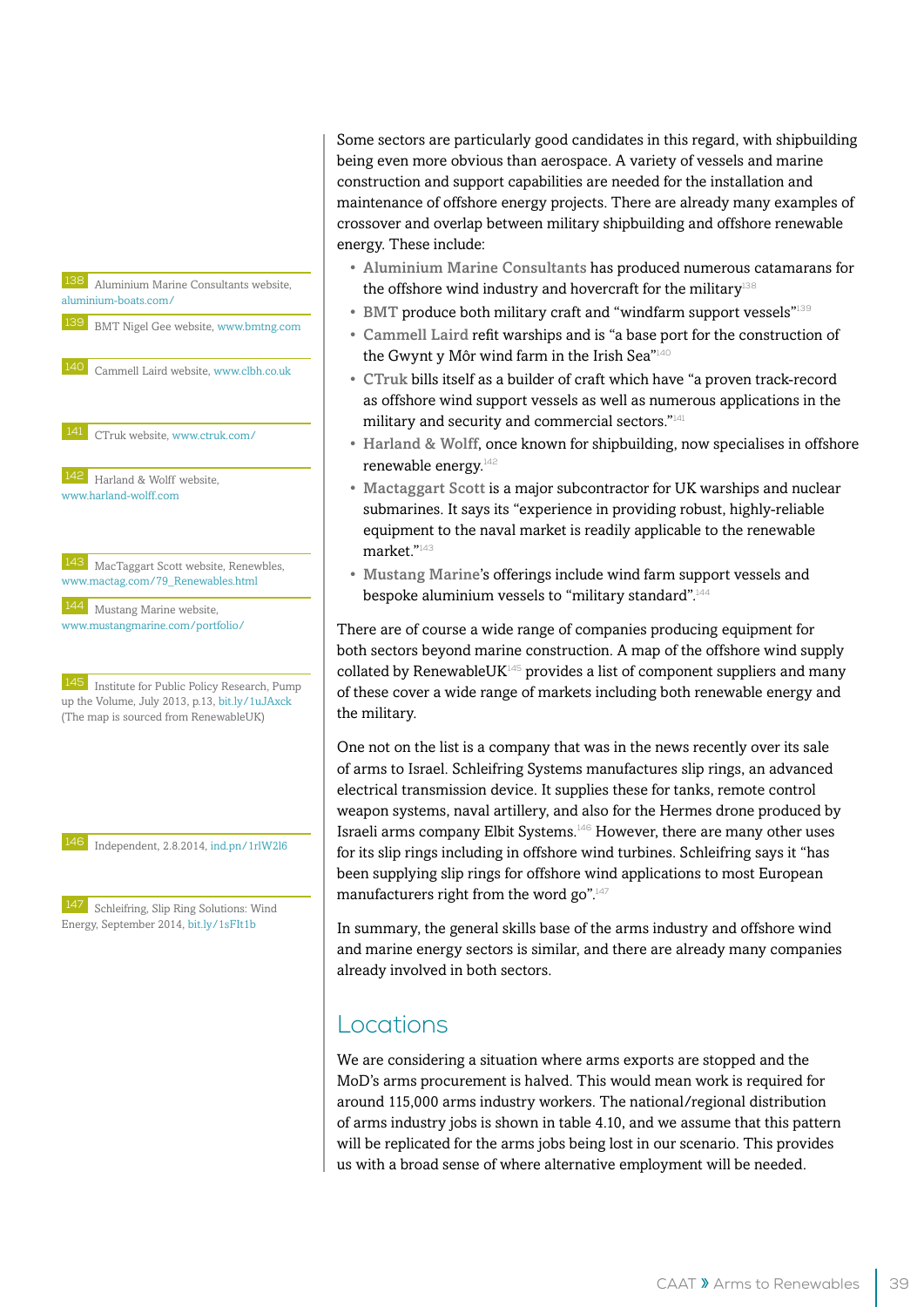Some sectors are particularly good candidates in this regard, with shipbuilding being even more obvious than aerospace. A variety of vessels and marine construction and support capabilities are needed for the installation and maintenance of offshore energy projects. There are already many examples of crossover and overlap between military shipbuilding and offshore renewable energy. These include:

- **Aluminium Marine Consultants** has produced numerous catamarans for the offshore wind industry and hovercraft for the military[138]
- **BMT** produce both military craft and "windfarm support vessels"[139]
- **Cammell Laird** refit warships and is "a base port for the construction of the Gwynt y Môr wind farm in the Irish Sea"[140]
- **CTruk** bills itself as a builder of craft which have "a proven track-record as offshore wind support vessels as well as numerous applications in the military and security and commercial sectors."[141]
- **Harland & Wolff**, once known for shipbuilding, now specialises in offshore renewable energy.[142]
- **Mactaggart Scott** is a major subcontractor for UK warships and nuclear submarines. It says its "experience in providing robust, highly-reliable equipment to the naval market is readily applicable to the renewable market."[143]
- **Mustang Marine**'s offerings include wind farm support vessels and bespoke aluminium vessels to "military standard".[144]

There are of course a wide range of companies producing equipment for both sectors beyond marine construction. A map of the offshore wind supply collated by RenewableUK[145] provides a list of component suppliers and many of these cover a wide range of markets including both renewable energy and the military.

One not on the list is a company that was in the news recently over its sale of arms to Israel. Schleifring Systems manufactures slip rings, an advanced electrical transmission device. It supplies these for tanks, remote control weapon systems, naval artillery, and also for the Hermes drone produced by Israeli arms company Elbit Systems.[146] However, there are many other uses for its slip rings including in offshore wind turbines. Schleifring says it "has been supplying slip rings for offshore wind applications to most European manufacturers right from the word go".[147]

In summary, the general skills base of the arms industry and offshore wind and marine energy sectors is similar, and there are already many companies already involved in both sectors.

## Locations

We are considering a situation where arms exports are stopped and the MoD's arms procurement is halved. This would mean work is required for around 115,000 arms industry workers. The national/regional distribution of arms industry jobs is shown in table 4.10, and we assume that this pattern will be replicated for the arms jobs being lost in our scenario. This provides us with a broad sense of where alternative employment will be needed.

---

138 Aluminium Marine Consultants website, aluminium-boats.com/

139 BMT Nigel Gee website, www.bmtng.com

140 Cammell Laird website, www.clbh.co.uk

141 CTruk website, www.ctruk.com/

142 Harland & Wolff website, www.harland-wolff.com

143 MacTaggart Scott website, Renewbles, www.mactag.com/79_Renewables.html

144 Mustang Marine website, www.mustangmarine.com/portfolio/

145 Institute for Public Policy Research, Pump up the Volume, July 2013, p.13, bit.ly/1uJAxck (The map is sourced from RenewableUK)

146 Independent, 2.8.2014, ind.pn/1rlW2l6

147 Schleifring, Slip Ring Solutions: Wind Energy, September 2014, bit.ly/1sFIt1b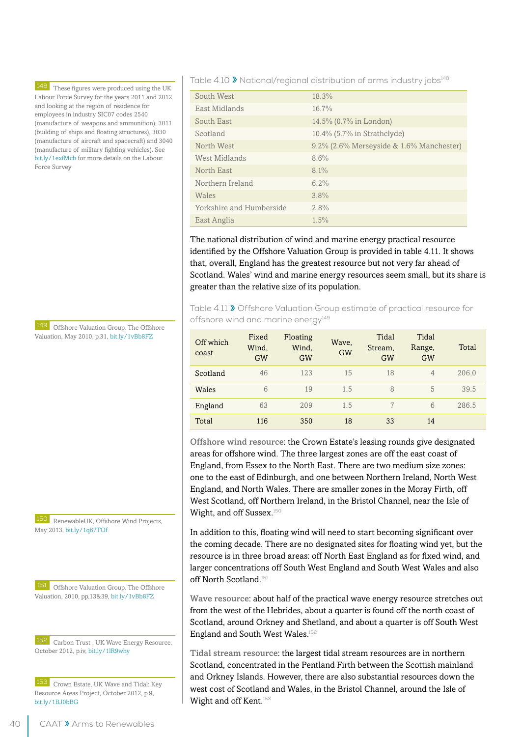Table 4.10 » National/regional distribution of arms industry jobs[148]

| | |
|---|---|
| South West | 18.3% |
| East Midlands | 16.7% |
| South East | 14.5% (0.7% in London) |
| Scotland | 10.4% (5.7% in Strathclyde) |
| North West | 9.2% (2.6% Merseyside & 1.6% Manchester) |
| West Midlands | 8.6% |
| North East | 8.1% |
| Northern Ireland | 6.2% |
| Wales | 3.8% |
| Yorkshire and Humberside | 2.8% |
| East Anglia | 1.5% |

The national distribution of wind and marine energy practical resource identified by the Offshore Valuation Group is provided in table 4.11. It shows that, overall, England has the greatest resource but not very far ahead of Scotland. Wales' wind and marine energy resources seem small, but its share is greater than the relative size of its population.

Table 4.11 » Offshore Valuation Group estimate of practical resource for offshore wind and marine energy[149]

| Off which coast | Fixed Wind, GW | Floating Wind, GW | Wave, GW | Tidal Stream, GW | Tidal Range, GW | Total |
|---|---|---|---|---|---|---|
| Scotland | 46 | 123 | 15 | 18 | 4 | 206.0 |
| Wales | 6 | 19 | 1.5 | 8 | 5 | 39.5 |
| England | 63 | 209 | 1.5 | 7 | 6 | 286.5 |
| Total | 116 | 350 | 18 | 33 | 14 | |

**Offshore wind resource**: the Crown Estate's leasing rounds give designated areas for offshore wind. The three largest zones are off the east coast of England, from Essex to the North East. There are two medium size zones: one to the east of Edinburgh, and one between Northern Ireland, North West England, and North Wales. There are smaller zones in the Moray Firth, off West Scotland, off Northern Ireland, in the Bristol Channel, near the Isle of Wight, and off Sussex.[150]

In addition to this, floating wind will need to start becoming significant over the coming decade. There are no designated sites for floating wind yet, but the resource is in three broad areas: off North East England as for fixed wind, and larger concentrations off South West England and South West Wales and also off North Scotland.[151]

**Wave resource**: about half of the practical wave energy resource stretches out from the west of the Hebrides, about a quarter is found off the north coast of Scotland, around Orkney and Shetland, and about a quarter is off South West England and South West Wales.[152]

**Tidal stream resource**: the largest tidal stream resources are in northern Scotland, concentrated in the Pentland Firth between the Scottish mainland and Orkney Islands. However, there are also substantial resources down the west cost of Scotland and Wales, in the Bristol Channel, around the Isle of Wight and off Kent.[153]

148 These figures were produced using the UK Labour Force Survey for the years 2011 and 2012 and looking at the region of residence for employees in industry SIC07 codes 2540 (manufacture of weapons and ammunition), 3011 (building of ships and floating structures), 3030 (manufacture of aircraft and spacecraft) and 3040 (manufacture of military fighting vehicles). See bit.ly/1exfMcb for more details on the Labour Force Survey

149 Offshore Valuation Group, The Offshore Valuation, May 2010, p.31, bit.ly/1vBb8FZ

150 RenewableUK, Offshore Wind Projects, May 2013, bit.ly/1q67TOf

151 Offshore Valuation Group, The Offshore Valuation, 2010, pp.13&39, bit.ly/1vBb8FZ

152 Carbon Trust , UK Wave Energy Resource, October 2012, p.iv, bit.ly/1lR9why

153 Crown Estate, UK Wave and Tidal: Key Resource Areas Project, October 2012, p.9, bit.ly/1BJ0bBG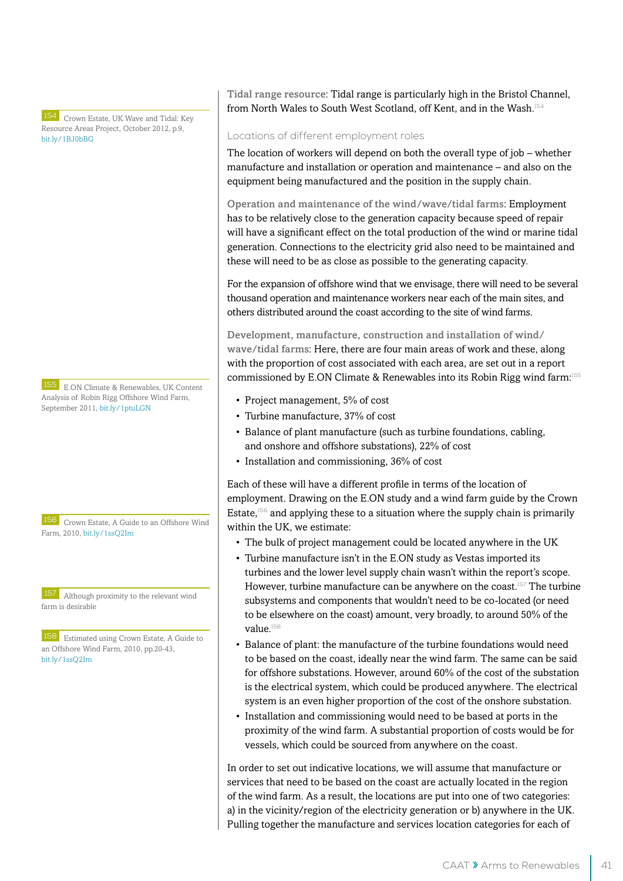**Tidal range resource**: Tidal range is particularly high in the Bristol Channel, from North Wales to South West Scotland, off Kent, and in the Wash.[154]

### Locations of different employment roles

The location of workers will depend on both the overall type of job – whether manufacture and installation or operation and maintenance – and also on the equipment being manufactured and the position in the supply chain.

**Operation and maintenance of the wind/wave/tidal farms**: Employment has to be relatively close to the generation capacity because speed of repair will have a significant effect on the total production of the wind or marine tidal generation. Connections to the electricity grid also need to be maintained and these will need to be as close as possible to the generating capacity.

For the expansion of offshore wind that we envisage, there will need to be several thousand operation and maintenance workers near each of the main sites, and others distributed around the coast according to the site of wind farms.

**Development, manufacture, construction and installation of wind/wave/tidal farms**: Here, there are four main areas of work and these, along with the proportion of cost associated with each area, are set out in a report commissioned by E.ON Climate & Renewables into its Robin Rigg wind farm:[155]

- Project management, 5% of cost
- Turbine manufacture, 37% of cost
- Balance of plant manufacture (such as turbine foundations, cabling, and onshore and offshore substations), 22% of cost
- Installation and commissioning, 36% of cost

Each of these will have a different profile in terms of the location of employment. Drawing on the E.ON study and a wind farm guide by the Crown Estate,[156] and applying these to a situation where the supply chain is primarily within the UK, we estimate:

- The bulk of project management could be located anywhere in the UK
- Turbine manufacture isn't in the E.ON study as Vestas imported its turbines and the lower level supply chain wasn't within the report's scope. However, turbine manufacture can be anywhere on the coast.[157] The turbine subsystems and components that wouldn't need to be co-located (or need to be elsewhere on the coast) amount, very broadly, to around 50% of the value.[158]
- Balance of plant: the manufacture of the turbine foundations would need to be based on the coast, ideally near the wind farm. The same can be said for offshore substations. However, around 60% of the cost of the substation is the electrical system, which could be produced anywhere. The electrical system is an even higher proportion of the cost of the onshore substation.
- Installation and commissioning would need to be based at ports in the proximity of the wind farm. A substantial proportion of costs would be for vessels, which could be sourced from anywhere on the coast.

In order to set out indicative locations, we will assume that manufacture or services that need to be based on the coast are actually located in the region of the wind farm. As a result, the locations are put into one of two categories: a) in the vicinity/region of the electricity generation or b) anywhere in the UK. Pulling together the manufacture and services location categories for each of

---

154 Crown Estate, UK Wave and Tidal: Key Resource Areas Project, October 2012, p.9, bit.ly/1BJ0bBG

155 E.ON Climate & Renewables, UK Content Analysis of Robin Rigg Offshore Wind Farm, September 2011, bit.ly/1ptuLGN

156 Crown Estate, A Guide to an Offshore Wind Farm, 2010, bit.ly/1ssQ2Im

157 Although proximity to the relevant wind farm is desirable

158 Estimated using Crown Estate, A Guide to an Offshore Wind Farm, 2010, pp.20-43, bit.ly/1ssQ2Im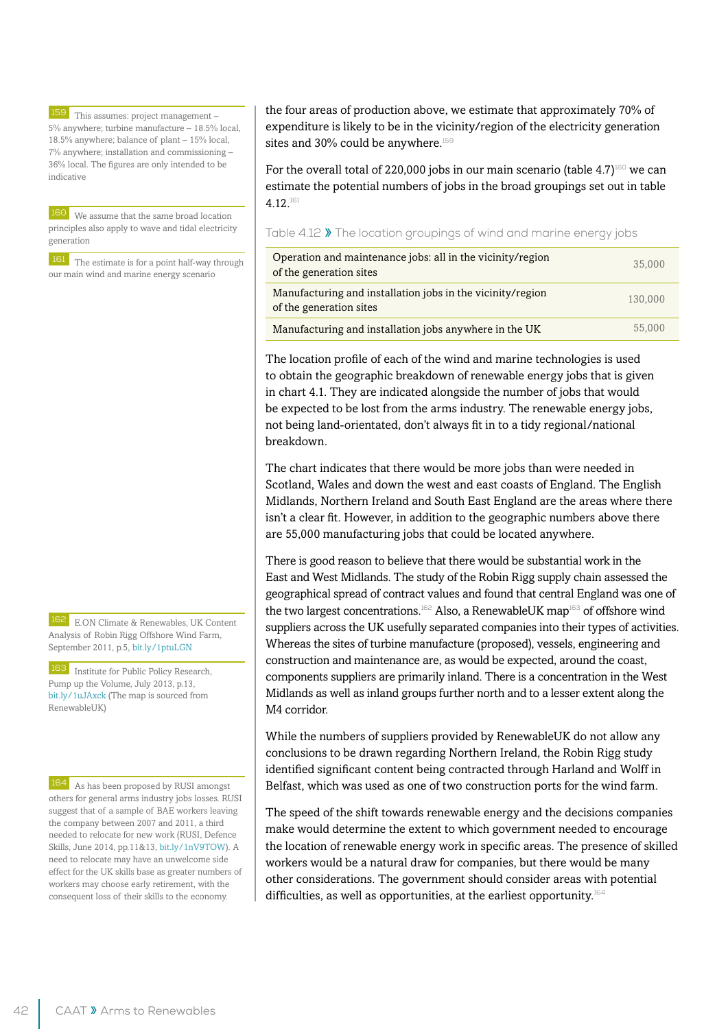the four areas of production above, we estimate that approximately 70% of expenditure is likely to be in the vicinity/region of the electricity generation sites and 30% could be anywhere.[159]

For the overall total of 220,000 jobs in our main scenario (table 4.7)[160] we can estimate the potential numbers of jobs in the broad groupings set out in table 4.12.[161]

Table 4.12 » The location groupings of wind and marine energy jobs

| | |
|---|---|
| Operation and maintenance jobs: all in the vicinity/region of the generation sites | 35,000 |
| Manufacturing and installation jobs in the vicinity/region of the generation sites | 130,000 |
| Manufacturing and installation jobs anywhere in the UK | 55,000 |

The location profile of each of the wind and marine technologies is used to obtain the geographic breakdown of renewable energy jobs that is given in chart 4.1. They are indicated alongside the number of jobs that would be expected to be lost from the arms industry. The renewable energy jobs, not being land-orientated, don't always fit in to a tidy regional/national breakdown.

The chart indicates that there would be more jobs than were needed in Scotland, Wales and down the west and east coasts of England. The English Midlands, Northern Ireland and South East England are the areas where there isn't a clear fit. However, in addition to the geographic numbers above there are 55,000 manufacturing jobs that could be located anywhere.

There is good reason to believe that there would be substantial work in the East and West Midlands. The study of the Robin Rigg supply chain assessed the geographical spread of contract values and found that central England was one of the two largest concentrations.[162] Also, a RenewableUK map[163] of offshore wind suppliers across the UK usefully separated companies into their types of activities. Whereas the sites of turbine manufacture (proposed), vessels, engineering and construction and maintenance are, as would be expected, around the coast, components suppliers are primarily inland. There is a concentration in the West Midlands as well as inland groups further north and to a lesser extent along the M4 corridor.

While the numbers of suppliers provided by RenewableUK do not allow any conclusions to be drawn regarding Northern Ireland, the Robin Rigg study identified significant content being contracted through Harland and Wolff in Belfast, which was used as one of two construction ports for the wind farm.

The speed of the shift towards renewable energy and the decisions companies make would determine the extent to which government needed to encourage the location of renewable energy work in specific areas. The presence of skilled workers would be a natural draw for companies, but there would be many other considerations. The government should consider areas with potential difficulties, as well as opportunities, at the earliest opportunity.[164]

---

159 This assumes: project management – 5% anywhere; turbine manufacture – 18.5% local, 18.5% anywhere; balance of plant – 15% local, 7% anywhere; installation and commissioning – 36% local. The figures are only intended to be indicative

160 We assume that the same broad location principles also apply to wave and tidal electricity generation

161 The estimate is for a point half-way through our main wind and marine energy scenario

162 E.ON Climate & Renewables, UK Content Analysis of Robin Rigg Offshore Wind Farm, September 2011, p.5, bit.ly/1ptuLGN

163 Institute for Public Policy Research, Pump up the Volume, July 2013, p.13, bit.ly/1uJAxck (The map is sourced from RenewableUK)

164 As has been proposed by RUSI amongst others for general arms industry jobs losses. RUSI suggest that of a sample of BAE workers leaving the company between 2007 and 2011, a third needed to relocate for new work (RUSI, Defence Skills, June 2014, pp.11&13, bit.ly/1nV9TOW). A need to relocate may have an unwelcome side effect for the UK skills base as greater numbers of workers may choose early retirement, with the consequent loss of their skills to the economy.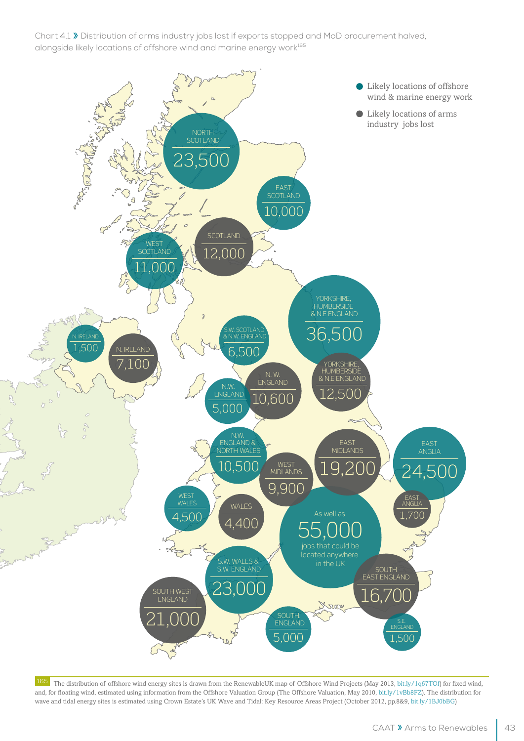Chart 4.1 » Distribution of arms industry jobs lost if exports stopped and MoD procurement halved, alongside likely locations of offshore wind and marine energy work[165]

Likely locations of offshore wind & marine energy work

Likely locations of arms industry jobs lost

NORTH SCOTLAND
23,500

EAST SCOTLAND
10,000

SCOTLAND
12,000

WEST SCOTLAND
11,000

YORKSHIRE, HUMBERSIDE & N.E ENGLAND
36,500

N. IRELAND
1,500

N. IRELAND
7,100

S.W. SCOTLAND & N.W. ENGLAND
6,500

N. W. ENGLAND
10,600

YORKSHIRE, HUMBERSIDE & N.E ENGLAND
12,500

N.W. ENGLAND
5,000

N.W. ENGLAND & NORTH WALES
10,500

WEST MIDLANDS
9,900

EAST MIDLANDS
19,200

EAST ANGLIA
24,500

WEST WALES
4,500

WALES
4,400

As well as
55,000
jobs that could be located anywhere in the UK

EAST ANGLIA
1,700

S.W. WALES & S.W. ENGLAND
23,000

SOUTH EAST ENGLAND
16,700

SOUTH WEST ENGLAND
21,000

SOUTH ENGLAND
5,000

S.E. ENGLAND
1,500

165 The distribution of offshore wind energy sites is drawn from the RenewableUK map of Offshore Wind Projects (May 2013, bit.ly/1q67TOf) for fixed wind, and, for floating wind, estimated using information from the Offshore Valuation Group (The Offshore Valuation, May 2010, bit.ly/1vBb8FZ). The distribution for wave and tidal energy sites is estimated using Crown Estate's UK Wave and Tidal: Key Resource Areas Project (October 2012, pp.8&9, bit.ly/1BJ0bBG)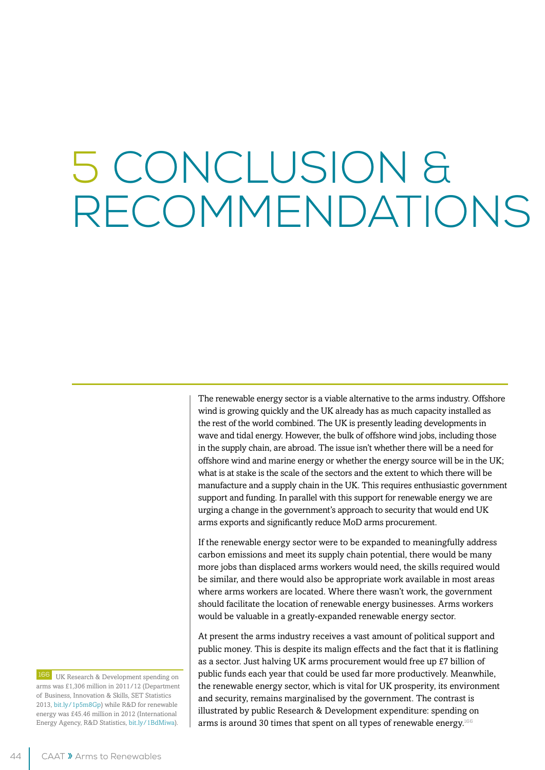# 5 CONCLUSION & RECOMMENDATIONS

The renewable energy sector is a viable alternative to the arms industry. Offshore wind is growing quickly and the UK already has as much capacity installed as the rest of the world combined. The UK is presently leading developments in wave and tidal energy. However, the bulk of offshore wind jobs, including those in the supply chain, are abroad. The issue isn't whether there will be a need for offshore wind and marine energy or whether the energy source will be in the UK; what is at stake is the scale of the sectors and the extent to which there will be manufacture and a supply chain in the UK. This requires enthusiastic government support and funding. In parallel with this support for renewable energy we are urging a change in the government's approach to security that would end UK arms exports and significantly reduce MoD arms procurement.

If the renewable energy sector were to be expanded to meaningfully address carbon emissions and meet its supply chain potential, there would be many more jobs than displaced arms workers would need, the skills required would be similar, and there would also be appropriate work available in most areas where arms workers are located. Where there wasn't work, the government should facilitate the location of renewable energy businesses. Arms workers would be valuable in a greatly-expanded renewable energy sector.

At present the arms industry receives a vast amount of political support and public money. This is despite its malign effects and the fact that it is flatlining as a sector. Just halving UK arms procurement would free up £7 billion of public funds each year that could be used far more productively. Meanwhile, the renewable energy sector, which is vital for UK prosperity, its environment and security, remains marginalised by the government. The contrast is illustrated by public Research & Development expenditure: spending on arms is around 30 times that spent on all types of renewable energy.[166]

166 UK Research & Development spending on arms was £1,306 million in 2011/12 (Department of Business, Innovation & Skills, SET Statistics 2013, bit.ly/1p5m8Gp) while R&D for renewable energy was £45.46 million in 2012 (International Energy Agency, R&D Statistics, bit.ly/1BdMiwa).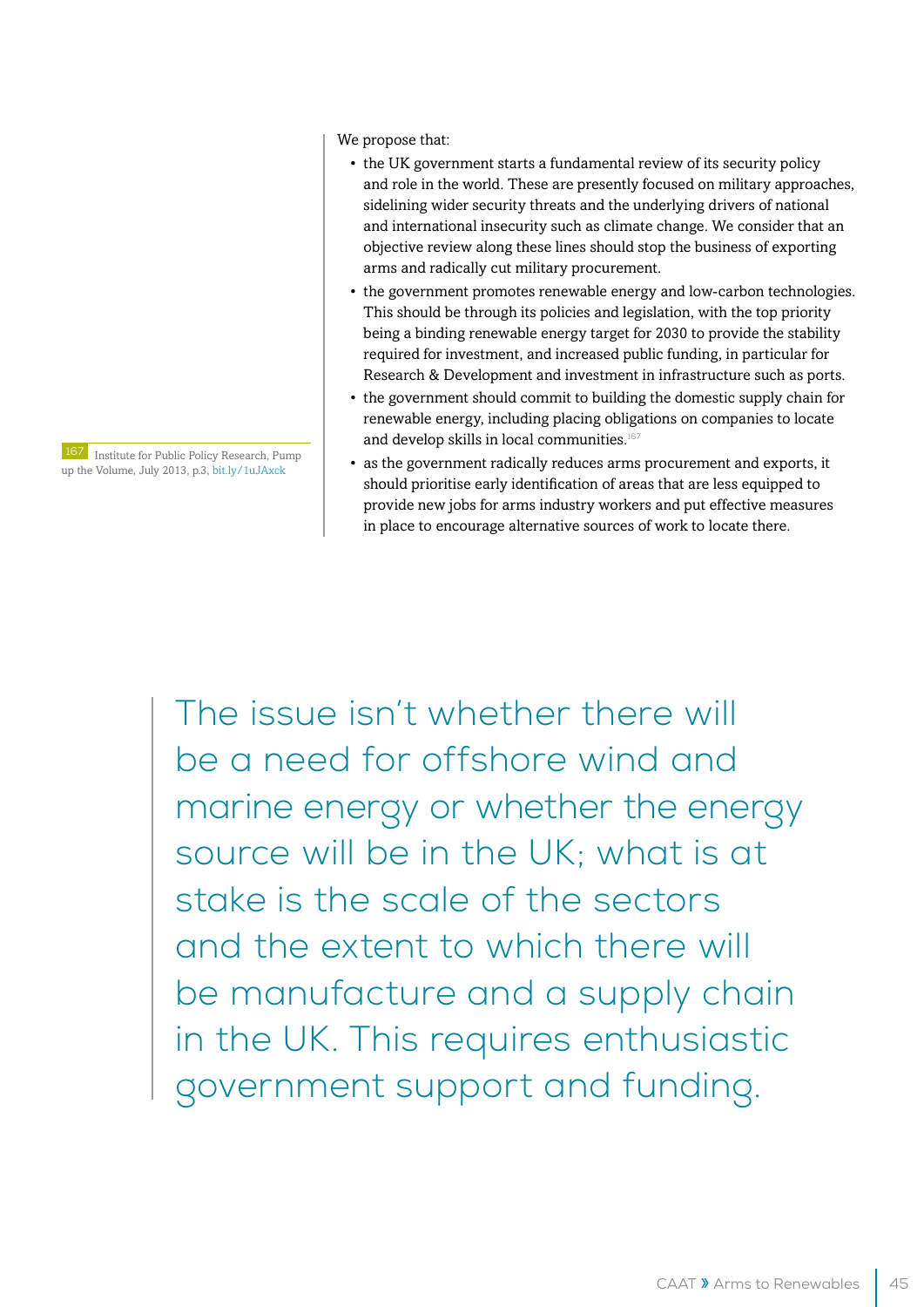We propose that:

- the UK government starts a fundamental review of its security policy and role in the world. These are presently focused on military approaches, sidelining wider security threats and the underlying drivers of national and international insecurity such as climate change. We consider that an objective review along these lines should stop the business of exporting arms and radically cut military procurement.
- the government promotes renewable energy and low-carbon technologies. This should be through its policies and legislation, with the top priority being a binding renewable energy target for 2030 to provide the stability required for investment, and increased public funding, in particular for Research & Development and investment in infrastructure such as ports.
- the government should commit to building the domestic supply chain for renewable energy, including placing obligations on companies to locate and develop skills in local communities.[167]
- as the government radically reduces arms procurement and exports, it should prioritise early identification of areas that are less equipped to provide new jobs for arms industry workers and put effective measures in place to encourage alternative sources of work to locate there.

> The issue isn't whether there will be a need for offshore wind and marine energy or whether the energy source will be in the UK; what is at stake is the scale of the sectors and the extent to which there will be manufacture and a supply chain in the UK. This requires enthusiastic government support and funding.

167 Institute for Public Policy Research, Pump up the Volume, July 2013, p.3, bit.ly/1uJAxck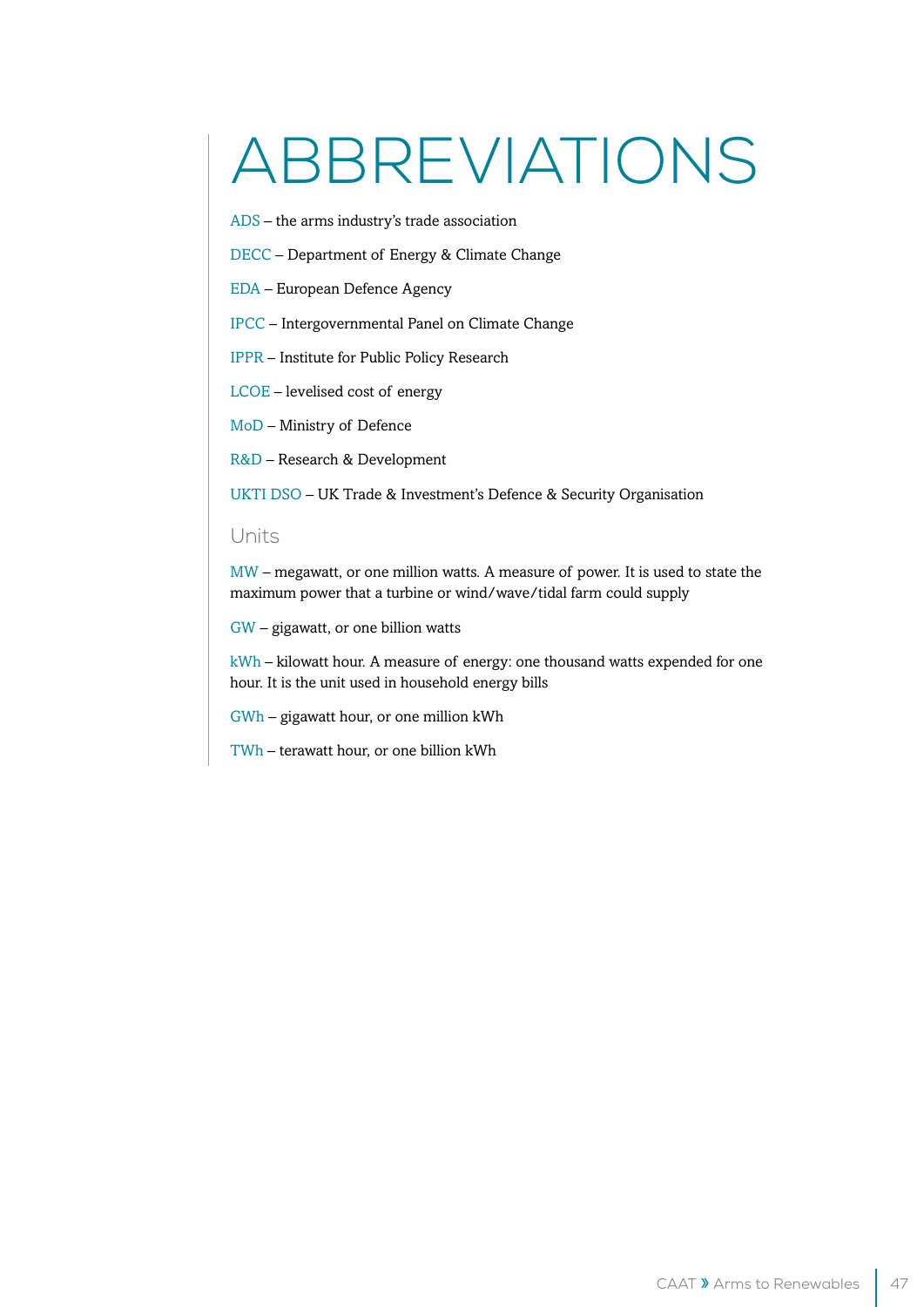# ABBREVIATIONS

ADS – the arms industry's trade association

DECC – Department of Energy & Climate Change

EDA – European Defence Agency

IPCC – Intergovernmental Panel on Climate Change

IPPR – Institute for Public Policy Research

LCOE – levelised cost of energy

MoD – Ministry of Defence

R&D – Research & Development

UKTI DSO – UK Trade & Investment's Defence & Security Organisation

## Units

MW – megawatt, or one million watts. A measure of power. It is used to state the maximum power that a turbine or wind/wave/tidal farm could supply

GW – gigawatt, or one billion watts

kWh – kilowatt hour. A measure of energy: one thousand watts expended for one hour. It is the unit used in household energy bills

GWh – gigawatt hour, or one million kWh

TWh – terawatt hour, or one billion kWh